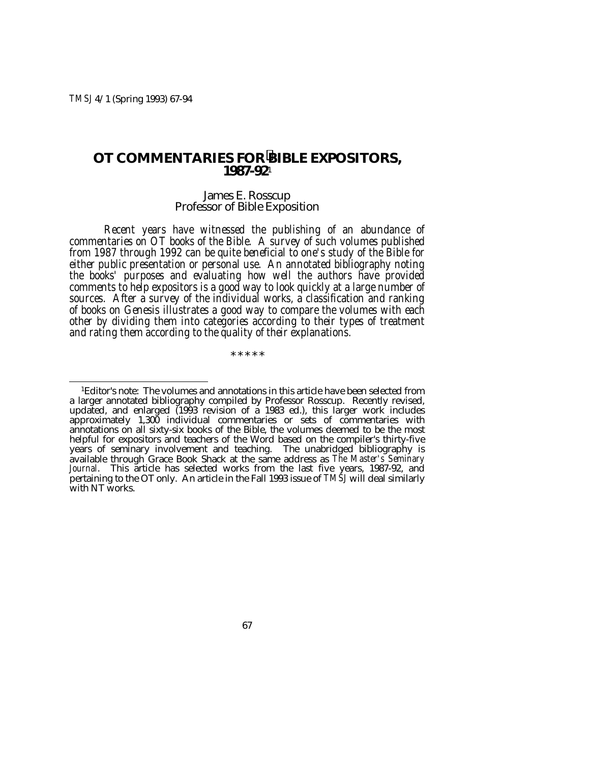# OT COMMENTARIES FOR BIBLE EXPOSITORS, 1987-92[1]

James E. Rosscup
Professor of Bible Exposition

*Recent years have witnessed the publishing of an abundance of commentaries on OT books of the Bible. A survey of such volumes published from 1987 through 1992 can be quite beneficial to one's study of the Bible for either public presentation or personal use. An annotated bibliography noting the books' purposes and evaluating how well the authors have provided comments to help expositors is a good way to look quickly at a large number of sources. After a survey of the individual works, a classification and ranking of books on Genesis illustrates a good way to compare the volumes with each other by dividing them into categories according to their types of treatment and rating them according to the quality of their explanations.*

\* \* \* \* \*

[1]Editor's note: The volumes and annotations in this article have been selected from a larger annotated bibliography compiled by Professor Rosscup. Recently revised, updated, and enlarged (1993 revision of a 1983 ed.), this larger work includes approximately 1,300 individual commentaries or sets of commentaries with annotations on all sixty-six books of the Bible, the volumes deemed to be the most helpful for expositors and teachers of the Word based on the compiler's thirty-five years of seminary involvement and teaching. The unabridged bibliography is available through Grace Book Shack at the same address as *The Master's Seminary Journal*. This article has selected works from the last five years, 1987-92, and pertaining to the OT only. An article in the Fall 1993 issue of *TMSJ* will deal similarly with NT works.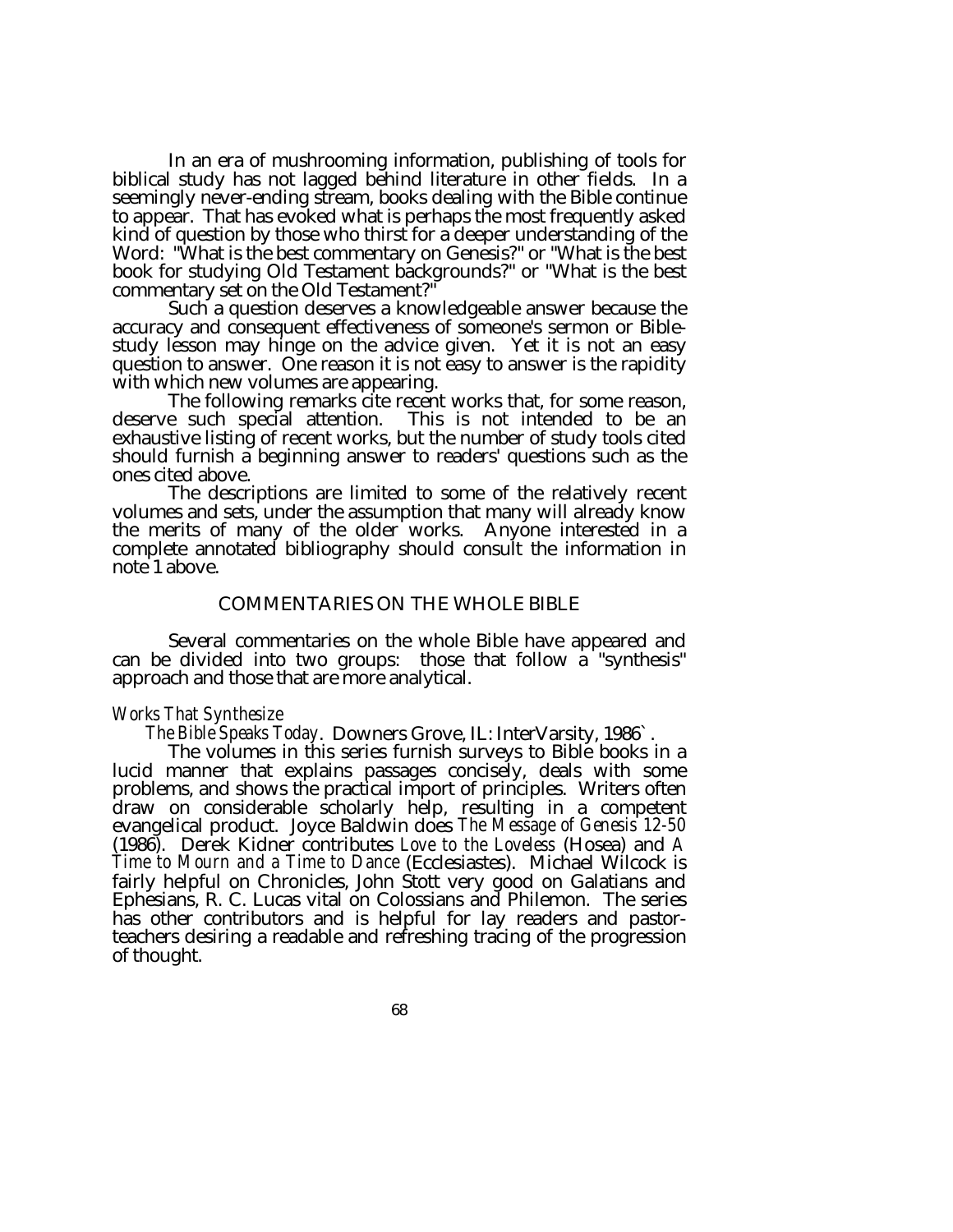In an era of mushrooming information, publishing of tools for biblical study has not lagged behind literature in other fields. In a seemingly never-ending stream, books dealing with the Bible continue to appear. That has evoked what is perhaps the most frequently asked kind of question by those who thirst for a deeper understanding of the Word: "What is the best commentary on Genesis?" or "What is the best book for studying Old Testament backgrounds?" or "What is the best commentary set on the Old Testament?"

Such a question deserves a knowledgeable answer because the accuracy and consequent effectiveness of someone's sermon or Bible-study lesson may hinge on the advice given. Yet it is not an easy question to answer. One reason it is not easy to answer is the rapidity with which new volumes are appearing.

The following remarks cite recent works that, for some reason, deserve such special attention. This is not intended to be an exhaustive listing of recent works, but the number of study tools cited should furnish a beginning answer to readers' questions such as the ones cited above.

The descriptions are limited to some of the relatively recent volumes and sets, under the assumption that many will already know the merits of many of the older works. Anyone interested in a complete annotated bibliography should consult the information in note 1 above.

## COMMENTARIES ON THE WHOLE BIBLE

Several commentaries on the whole Bible have appeared and can be divided into two groups: those that follow a "synthesis" approach and those that are more analytical.

### *Works That Synthesize*

*The Bible Speaks Today*. Downers Grove, IL: InterVarsity, 1986`.

The volumes in this series furnish surveys to Bible books in a lucid manner that explains passages concisely, deals with some problems, and shows the practical import of principles. Writers often draw on considerable scholarly help, resulting in a competent evangelical product. Joyce Baldwin does *The Message of Genesis 12-50* (1986). Derek Kidner contributes *Love to the Loveless* (Hosea) and *A Time to Mourn and a Time to Dance* (Ecclesiastes). Michael Wilcock is fairly helpful on Chronicles, John Stott very good on Galatians and Ephesians, R. C. Lucas vital on Colossians and Philemon. The series has other contributors and is helpful for lay readers and pastor-teachers desiring a readable and refreshing tracing of the progression of thought.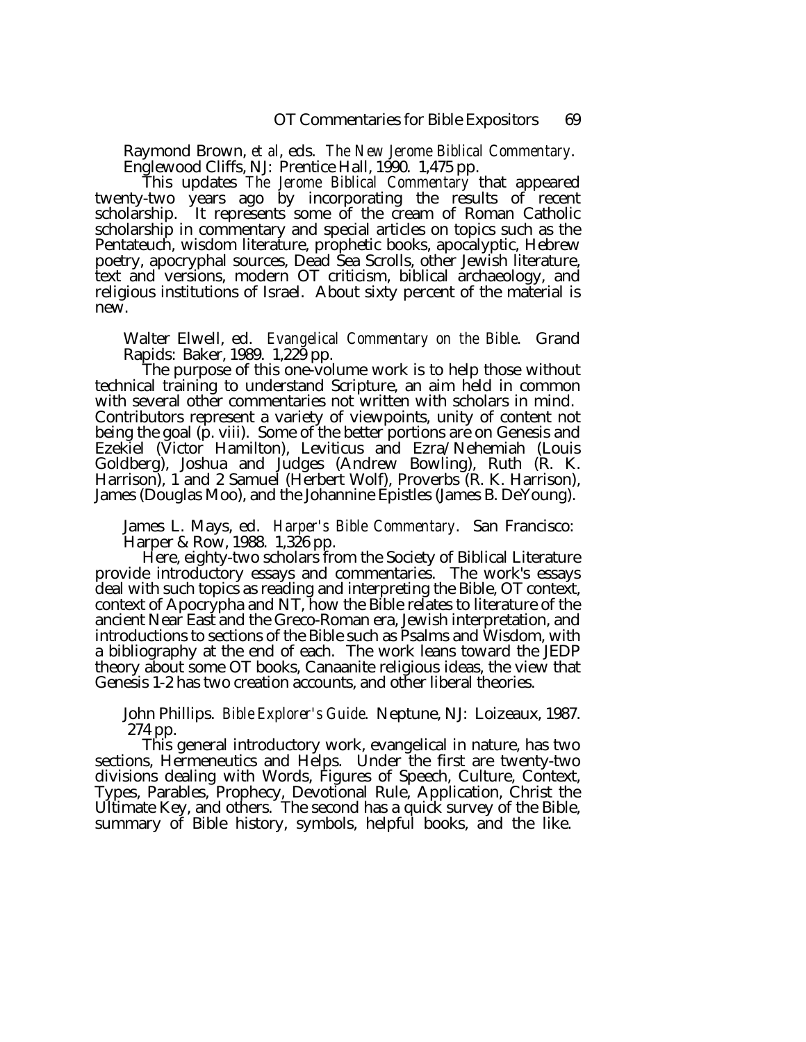Raymond Brown, *et al*, eds. *The New Jerome Biblical Commentary*. Englewood Cliffs, NJ: Prentice Hall, 1990. 1,475 pp.

This updates *The Jerome Biblical Commentary* that appeared twenty-two years ago by incorporating the results of recent scholarship. It represents some of the cream of Roman Catholic scholarship in commentary and special articles on topics such as the Pentateuch, wisdom literature, prophetic books, apocalyptic, Hebrew poetry, apocryphal sources, Dead Sea Scrolls, other Jewish literature, text and versions, modern OT criticism, biblical archaeology, and religious institutions of Israel. About sixty percent of the material is new.

Walter Elwell, ed. *Evangelical Commentary on the Bible*. Grand Rapids: Baker, 1989. 1,229 pp.

The purpose of this one-volume work is to help those without technical training to understand Scripture, an aim held in common with several other commentaries not written with scholars in mind. Contributors represent a variety of viewpoints, unity of content not being the goal (p. viii). Some of the better portions are on Genesis and Ezekiel (Victor Hamilton), Leviticus and Ezra/Nehemiah (Louis Goldberg), Joshua and Judges (Andrew Bowling), Ruth (R. K. Harrison), 1 and 2 Samuel (Herbert Wolf), Proverbs (R. K. Harrison), James (Douglas Moo), and the Johannine Epistles (James B. DeYoung).

James L. Mays, ed. *Harper's Bible Commentary*. San Francisco: Harper & Row, 1988. 1,326 pp.

Here, eighty-two scholars from the Society of Biblical Literature provide introductory essays and commentaries. The work's essays deal with such topics as reading and interpreting the Bible, OT context, context of Apocrypha and NT, how the Bible relates to literature of the ancient Near East and the Greco-Roman era, Jewish interpretation, and introductions to sections of the Bible such as Psalms and Wisdom, with a bibliography at the end of each. The work leans toward the JEDP theory about some OT books, Canaanite religious ideas, the view that Genesis 1-2 has two creation accounts, and other liberal theories.

John Phillips. *Bible Explorer's Guide*. Neptune, NJ: Loizeaux, 1987. 274 pp.

This general introductory work, evangelical in nature, has two sections, Hermeneutics and Helps. Under the first are twenty-two divisions dealing with Words, Figures of Speech, Culture, Context, Types, Parables, Prophecy, Devotional Rule, Application, Christ the Ultimate Key, and others. The second has a quick survey of the Bible, summary of Bible history, symbols, helpful books, and the like.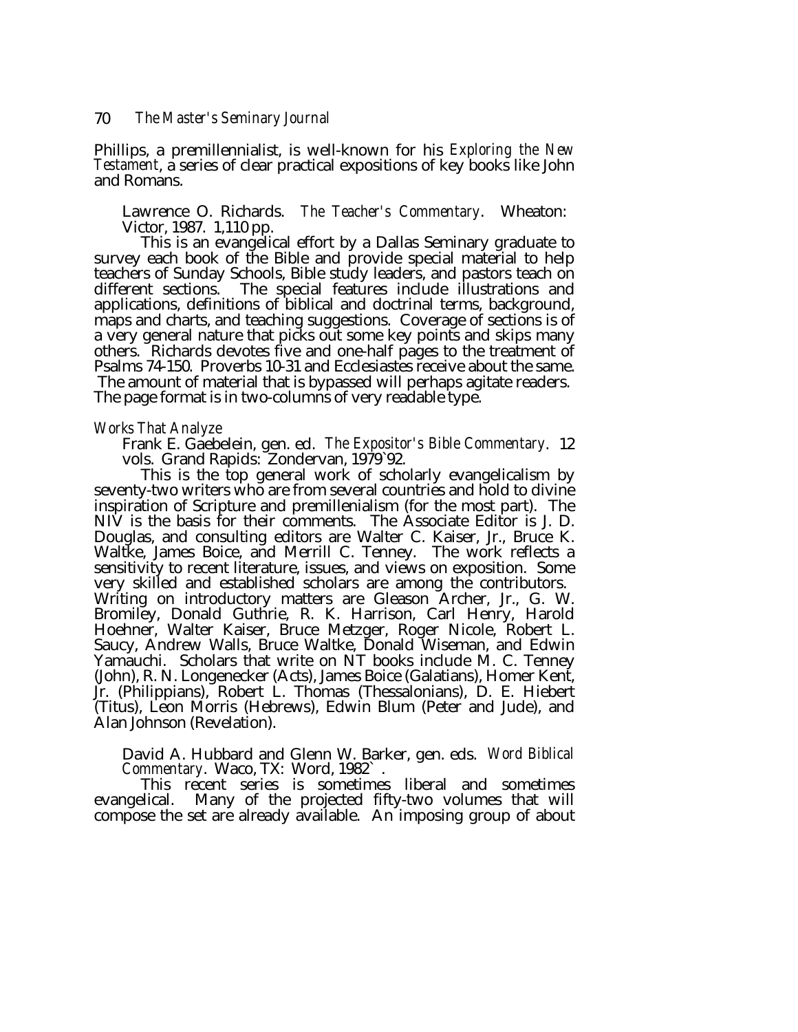Phillips, a premillennialist, is well-known for his *Exploring the New Testament*, a series of clear practical expositions of key books like John and Romans.

Lawrence O. Richards. *The Teacher's Commentary*. Wheaton: Victor, 1987. 1,110 pp.

This is an evangelical effort by a Dallas Seminary graduate to survey each book of the Bible and provide special material to help teachers of Sunday Schools, Bible study leaders, and pastors teach on different sections. The special features include illustrations and applications, definitions of biblical and doctrinal terms, background, maps and charts, and teaching suggestions. Coverage of sections is of a very general nature that picks out some key points and skips many others. Richards devotes five and one-half pages to the treatment of Psalms 74-150. Proverbs 10-31 and Ecclesiastes receive about the same. The amount of material that is bypassed will perhaps agitate readers. The page format is in two-columns of very readable type.

*Works That Analyze*

Frank E. Gaebelein, gen. ed. *The Expositor's Bible Commentary*. 12 vols. Grand Rapids: Zondervan, 1979`92.

This is the top general work of scholarly evangelicalism by seventy-two writers who are from several countries and hold to divine inspiration of Scripture and premillenialism (for the most part). The NIV is the basis for their comments. The Associate Editor is J. D. Douglas, and consulting editors are Walter C. Kaiser, Jr., Bruce K. Waltke, James Boice, and Merrill C. Tenney. The work reflects a sensitivity to recent literature, issues, and views on exposition. Some very skilled and established scholars are among the contributors. Writing on introductory matters are Gleason Archer, Jr., G. W. Bromiley, Donald Guthrie, R. K. Harrison, Carl Henry, Harold Hoehner, Walter Kaiser, Bruce Metzger, Roger Nicole, Robert L. Saucy, Andrew Walls, Bruce Waltke, Donald Wiseman, and Edwin Yamauchi. Scholars that write on NT books include M. C. Tenney (John), R. N. Longenecker (Acts), James Boice (Galatians), Homer Kent, Jr. (Philippians), Robert L. Thomas (Thessalonians), D. E. Hiebert (Titus), Leon Morris (Hebrews), Edwin Blum (Peter and Jude), and Alan Johnson (Revelation).

David A. Hubbard and Glenn W. Barker, gen. eds. *Word Biblical Commentary*. Waco, TX: Word, 1982` .

This recent series is sometimes liberal and sometimes evangelical. Many of the projected fifty-two volumes that will compose the set are already available. An imposing group of about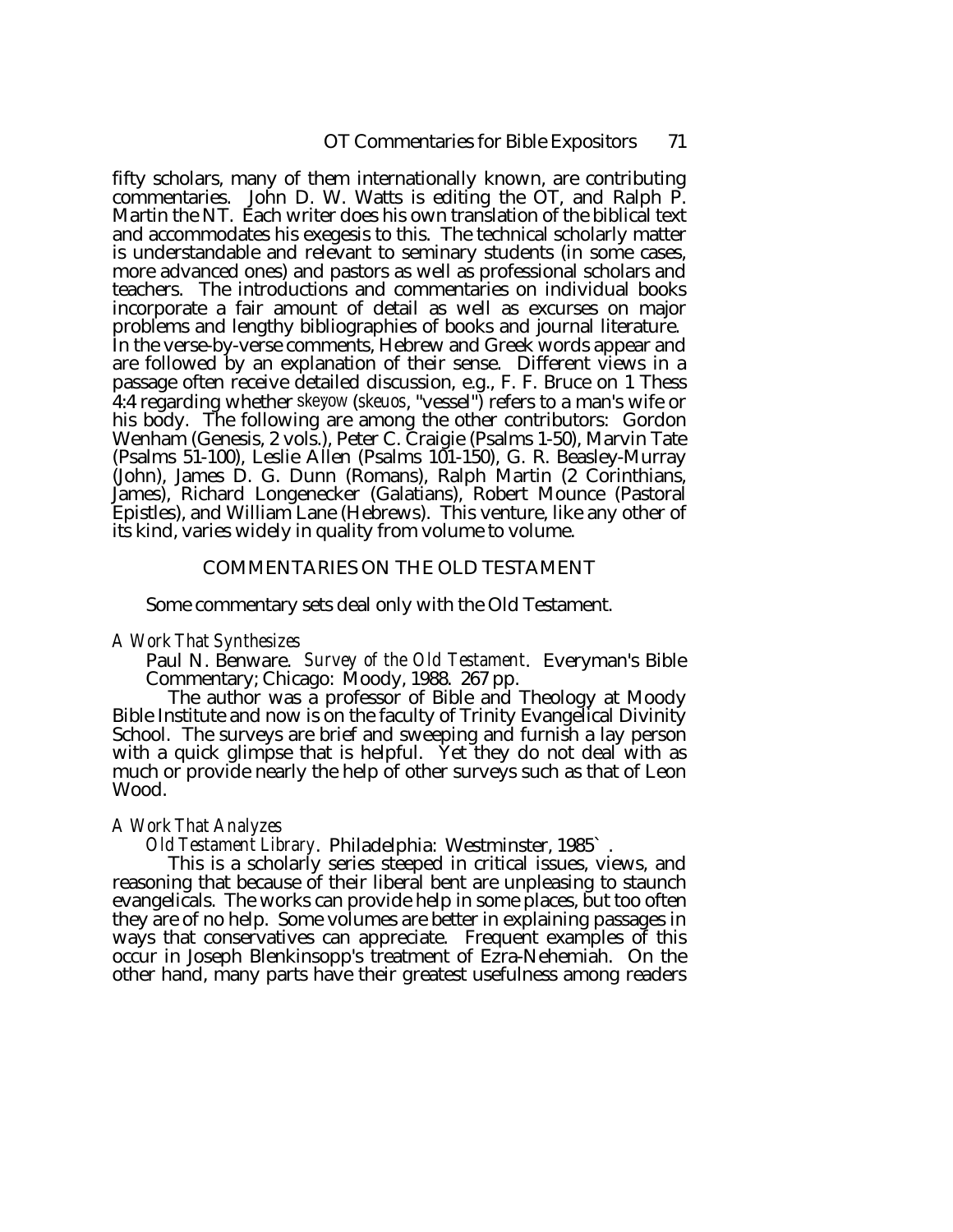fifty scholars, many of them internationally known, are contributing commentaries. John D. W. Watts is editing the OT, and Ralph P. Martin the NT. Each writer does his own translation of the biblical text and accommodates his exegesis to this. The technical scholarly matter is understandable and relevant to seminary students (in some cases, more advanced ones) and pastors as well as professional scholars and teachers. The introductions and commentaries on individual books incorporate a fair amount of detail as well as excurses on major problems and lengthy bibliographies of books and journal literature. In the verse-by-verse comments, Hebrew and Greek words appear and are followed by an explanation of their sense. Different views in a passage often receive detailed discussion, e.g., F. F. Bruce on 1 Thess 4:4 regarding whether *skeyow* (*skeuos*, "vessel") refers to a man's wife or his body. The following are among the other contributors: Gordon Wenham (Genesis, 2 vols.), Peter C. Craigie (Psalms 1-50), Marvin Tate (Psalms 51-100), Leslie Allen (Psalms 101-150), G. R. Beasley-Murray (John), James D. G. Dunn (Romans), Ralph Martin (2 Corinthians, James), Richard Longenecker (Galatians), Robert Mounce (Pastoral Epistles), and William Lane (Hebrews). This venture, like any other of its kind, varies widely in quality from volume to volume.

## COMMENTARIES ON THE OLD TESTAMENT

Some commentary sets deal only with the Old Testament.

### *A Work That Synthesizes*

Paul N. Benware. *Survey of the Old Testament*. Everyman's Bible Commentary; Chicago: Moody, 1988. 267 pp.

The author was a professor of Bible and Theology at Moody Bible Institute and now is on the faculty of Trinity Evangelical Divinity School. The surveys are brief and sweeping and furnish a lay person with a quick glimpse that is helpful. Yet they do not deal with as much or provide nearly the help of other surveys such as that of Leon Wood.

### *A Work That Analyzes*

*Old Testament Library*. Philadelphia: Westminster, 1985` .

This is a scholarly series steeped in critical issues, views, and reasoning that because of their liberal bent are unpleasing to staunch evangelicals. The works can provide help in some places, but too often they are of no help. Some volumes are better in explaining passages in ways that conservatives can appreciate. Frequent examples of this occur in Joseph Blenkinsopp's treatment of Ezra-Nehemiah. On the other hand, many parts have their greatest usefulness among readers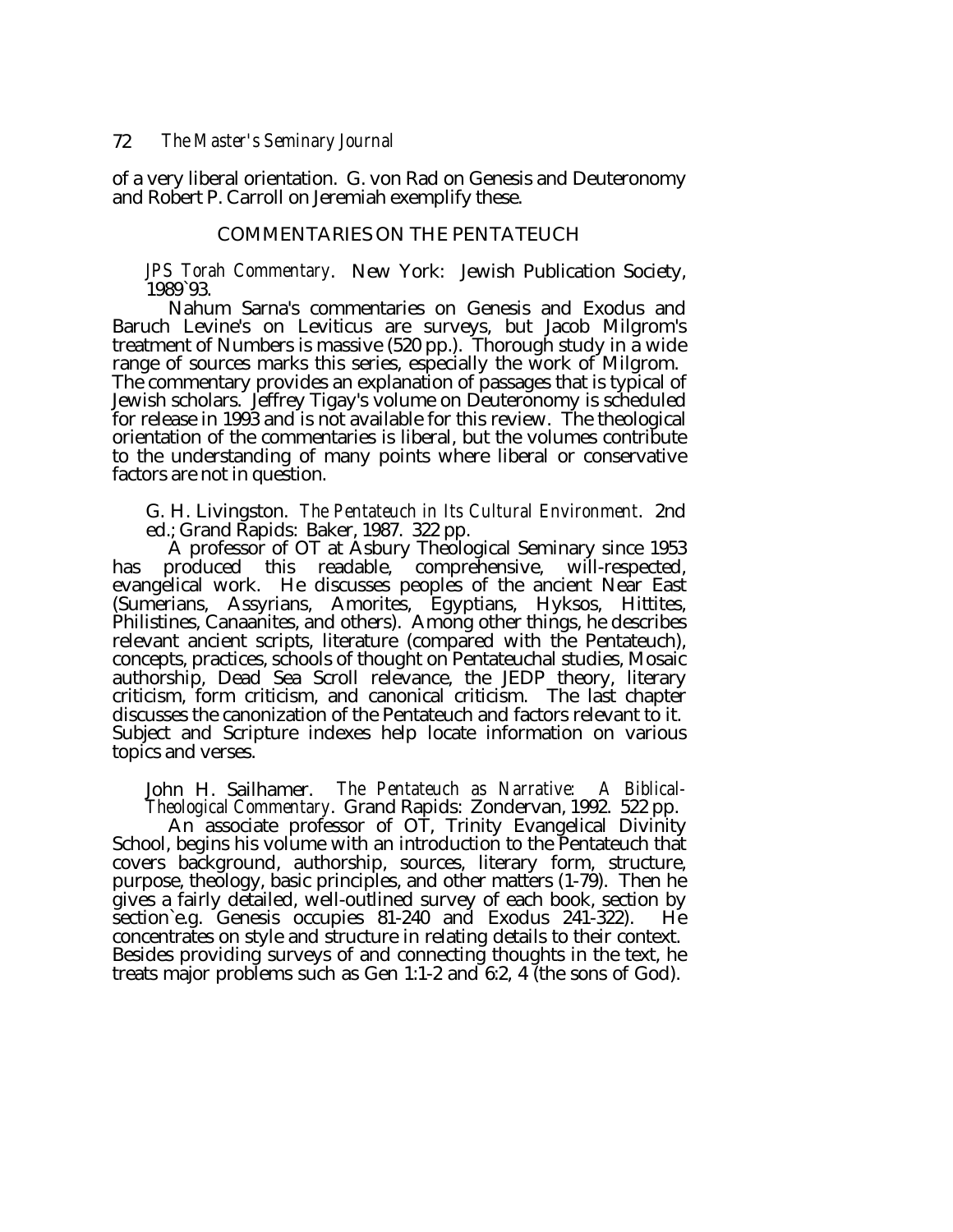of a very liberal orientation. G. von Rad on Genesis and Deuteronomy and Robert P. Carroll on Jeremiah exemplify these.

## COMMENTARIES ON THE PENTATEUCH

*JPS Torah Commentary*. New York: Jewish Publication Society, 1989`93.

Nahum Sarna's commentaries on Genesis and Exodus and Baruch Levine's on Leviticus are surveys, but Jacob Milgrom's treatment of Numbers is massive (520 pp.). Thorough study in a wide range of sources marks this series, especially the work of Milgrom. The commentary provides an explanation of passages that is typical of Jewish scholars. Jeffrey Tigay's volume on Deuteronomy is scheduled for release in 1993 and is not available for this review. The theological orientation of the commentaries is liberal, but the volumes contribute to the understanding of many points where liberal or conservative factors are not in question.

G. H. Livingston. *The Pentateuch in Its Cultural Environment*. 2nd ed.; Grand Rapids: Baker, 1987. 322 pp.

A professor of OT at Asbury Theological Seminary since 1953 has produced this readable, comprehensive, will-respected, evangelical work. He discusses peoples of the ancient Near East (Sumerians, Assyrians, Amorites, Egyptians, Hyksos, Hittites, Philistines, Canaanites, and others). Among other things, he describes relevant ancient scripts, literature (compared with the Pentateuch), concepts, practices, schools of thought on Pentateuchal studies, Mosaic authorship, Dead Sea Scroll relevance, the JEDP theory, literary criticism, form criticism, and canonical criticism. The last chapter discusses the canonization of the Pentateuch and factors relevant to it. Subject and Scripture indexes help locate information on various topics and verses.

John H. Sailhamer. *The Pentateuch as Narrative: A Biblical-Theological Commentary*. Grand Rapids: Zondervan, 1992. 522 pp.

An associate professor of OT, Trinity Evangelical Divinity School, begins his volume with an introduction to the Pentateuch that covers background, authorship, sources, literary form, structure, purpose, theology, basic principles, and other matters (1-79). Then he gives a fairly detailed, well-outlined survey of each book, section by section`e.g. Genesis occupies 81-240 and Exodus 241-322). He concentrates on style and structure in relating details to their context. Besides providing surveys of and connecting thoughts in the text, he treats major problems such as Gen 1:1-2 and 6:2, 4 (the sons of God).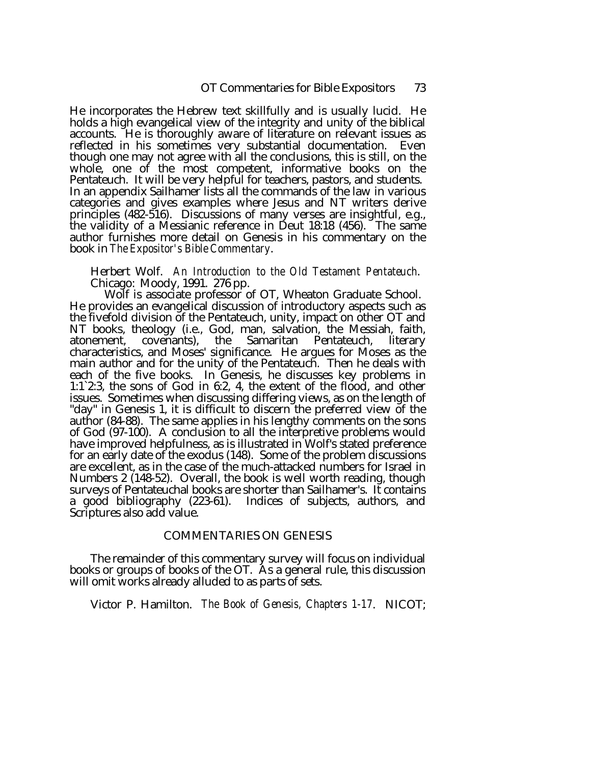He incorporates the Hebrew text skillfully and is usually lucid. He holds a high evangelical view of the integrity and unity of the biblical accounts. He is thoroughly aware of literature on relevant issues as reflected in his sometimes very substantial documentation. Even though one may not agree with all the conclusions, this is still, on the whole, one of the most competent, informative books on the Pentateuch. It will be very helpful for teachers, pastors, and students. In an appendix Sailhamer lists all the commands of the law in various categories and gives examples where Jesus and NT writers derive principles (482-516). Discussions of many verses are insightful, e.g., the validity of a Messianic reference in Deut 18:18 (456). The same author furnishes more detail on Genesis in his commentary on the book in *The Expositor's Bible Commentary*.

Herbert Wolf. *An Introduction to the Old Testament Pentateuch*. Chicago: Moody, 1991. 276 pp.

Wolf is associate professor of OT, Wheaton Graduate School. He provides an evangelical discussion of introductory aspects such as the fivefold division of the Pentateuch, unity, impact on other OT and NT books, theology (i.e., God, man, salvation, the Messiah, faith, atonement, covenants), the Samaritan Pentateuch, literary characteristics, and Moses' significance. He argues for Moses as the main author and for the unity of the Pentateuch. Then he deals with each of the five books. In Genesis, he discusses key problems in 1:1`2:3, the sons of God in 6:2, 4, the extent of the flood, and other issues. Sometimes when discussing differing views, as on the length of "day" in Genesis 1, it is difficult to discern the preferred view of the author (84-88). The same applies in his lengthy comments on the sons of God (97-100). A conclusion to all the interpretive problems would have improved helpfulness, as is illustrated in Wolf's stated preference for an early date of the exodus (148). Some of the problem discussions are excellent, as in the case of the much-attacked numbers for Israel in Numbers 2 (148-52). Overall, the book is well worth reading, though surveys of Pentateuchal books are shorter than Sailhamer's. It contains a good bibliography (223-61). Indices of subjects, authors, and Scriptures also add value.

## COMMENTARIES ON GENESIS

The remainder of this commentary survey will focus on individual books or groups of books of the OT. As a general rule, this discussion will omit works already alluded to as parts of sets.

Victor P. Hamilton. *The Book of Genesis, Chapters 1-17*. NICOT;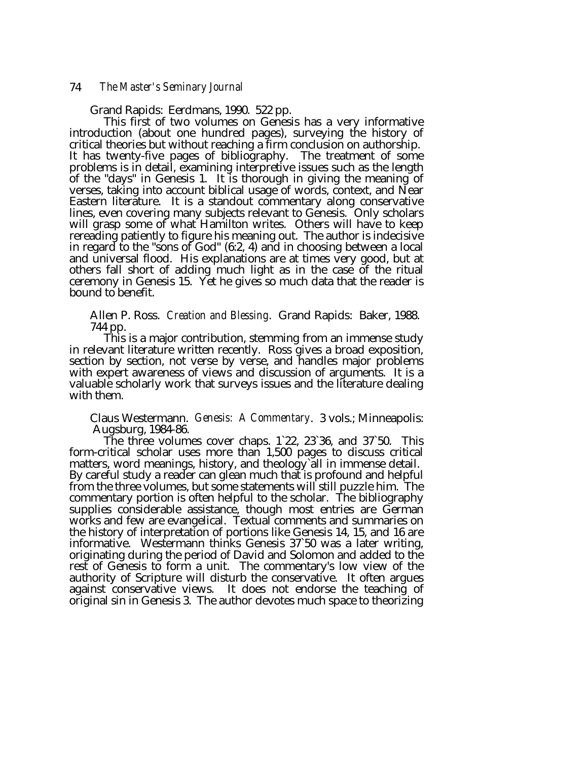Grand Rapids: Eerdmans, 1990. 522 pp.

This first of two volumes on Genesis has a very informative introduction (about one hundred pages), surveying the history of critical theories but without reaching a firm conclusion on authorship. It has twenty-five pages of bibliography. The treatment of some problems is in detail, examining interpretive issues such as the length of the "days" in Genesis 1. It is thorough in giving the meaning of verses, taking into account biblical usage of words, context, and Near Eastern literature. It is a standout commentary along conservative lines, even covering many subjects relevant to Genesis. Only scholars will grasp some of what Hamilton writes. Others will have to keep rereading patiently to figure his meaning out. The author is indecisive in regard to the "sons of God" (6:2, 4) and in choosing between a local and universal flood. His explanations are at times very good, but at others fall short of adding much light as in the case of the ritual ceremony in Genesis 15. Yet he gives so much data that the reader is bound to benefit.

Allen P. Ross. *Creation and Blessing*. Grand Rapids: Baker, 1988. 744 pp.

This is a major contribution, stemming from an immense study in relevant literature written recently. Ross gives a broad exposition, section by section, not verse by verse, and handles major problems with expert awareness of views and discussion of arguments. It is a valuable scholarly work that surveys issues and the literature dealing with them.

Claus Westermann. *Genesis: A Commentary*. 3 vols.; Minneapolis: Augsburg, 1984-86.

The three volumes cover chaps. 1`22, 23`36, and 37`50. This form-critical scholar uses more than 1,500 pages to discuss critical matters, word meanings, history, and theology`all in immense detail. By careful study a reader can glean much that is profound and helpful from the three volumes, but some statements will still puzzle him. The commentary portion is often helpful to the scholar. The bibliography supplies considerable assistance, though most entries are German works and few are evangelical. Textual comments and summaries on the history of interpretation of portions like Genesis 14, 15, and 16 are informative. Westermann thinks Genesis 37`50 was a later writing, originating during the period of David and Solomon and added to the rest of Genesis to form a unit. The commentary's low view of the authority of Scripture will disturb the conservative. It often argues against conservative views. It does not endorse the teaching of original sin in Genesis 3. The author devotes much space to theorizing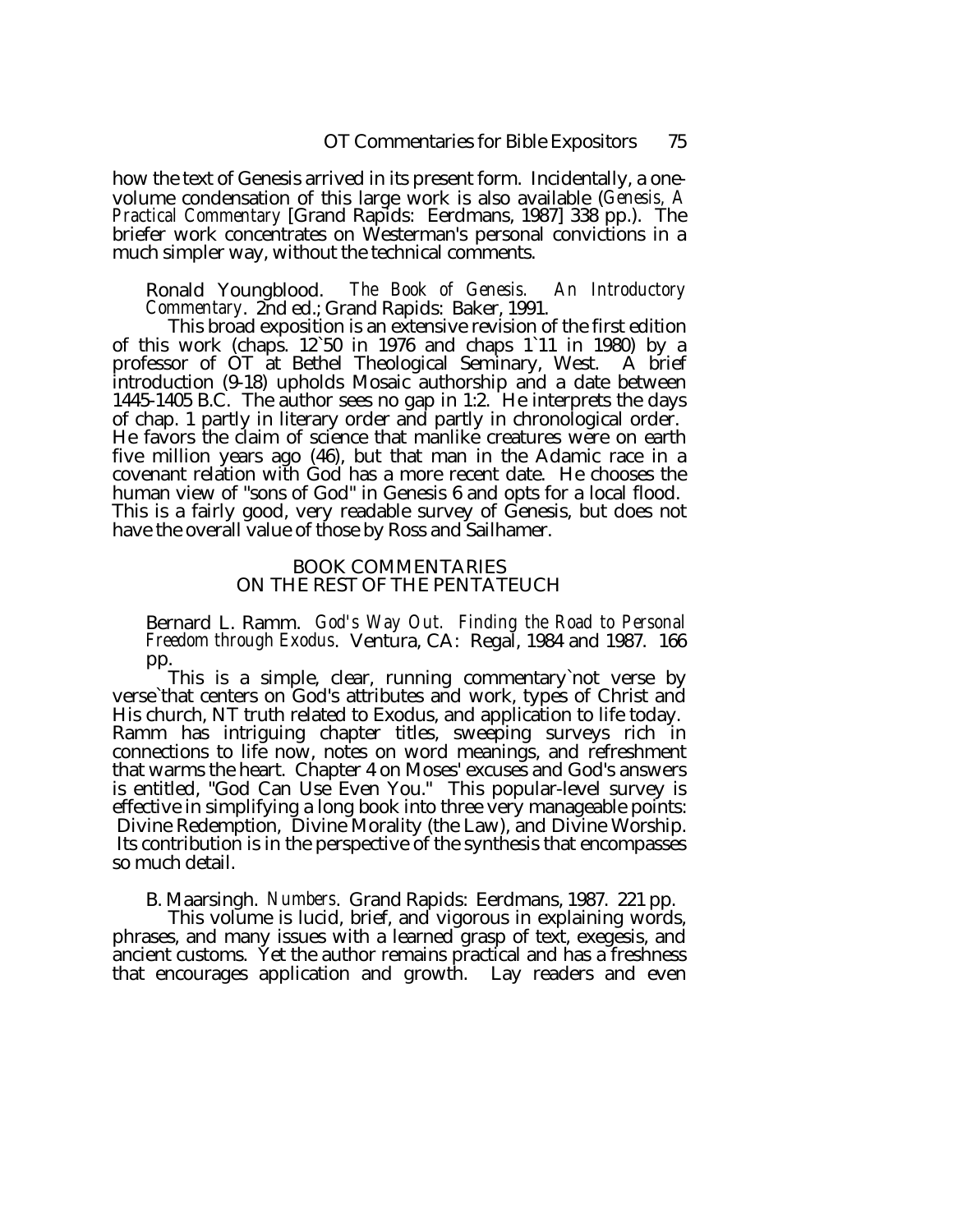how the text of Genesis arrived in its present form. Incidentally, a one-volume condensation of this large work is also available (*Genesis, A Practical Commentary* [Grand Rapids: Eerdmans, 1987] 338 pp.). The briefer work concentrates on Westerman's personal convictions in a much simpler way, without the technical comments.

Ronald Youngblood. *The Book of Genesis. An Introductory Commentary*. 2nd ed.; Grand Rapids: Baker, 1991.

This broad exposition is an extensive revision of the first edition of this work (chaps. 12`50 in 1976 and chaps 1`11 in 1980) by a professor of OT at Bethel Theological Seminary, West. A brief introduction (9-18) upholds Mosaic authorship and a date between 1445-1405 B.C. The author sees no gap in 1:2. He interprets the days of chap. 1 partly in literary order and partly in chronological order. He favors the claim of science that manlike creatures were on earth five million years ago (46), but that man in the Adamic race in a covenant relation with God has a more recent date. He chooses the human view of "sons of God" in Genesis 6 and opts for a local flood. This is a fairly good, very readable survey of Genesis, but does not have the overall value of those by Ross and Sailhamer.

## BOOK COMMENTARIES ON THE REST OF THE PENTATEUCH

Bernard L. Ramm. *God's Way Out. Finding the Road to Personal Freedom through Exodus*. Ventura, CA: Regal, 1984 and 1987. 166 pp.

This is a simple, clear, running commentary`not verse by verse`that centers on God's attributes and work, types of Christ and His church, NT truth related to Exodus, and application to life today. Ramm has intriguing chapter titles, sweeping surveys rich in connections to life now, notes on word meanings, and refreshment that warms the heart. Chapter 4 on Moses' excuses and God's answers is entitled, "God Can Use Even You." This popular-level survey is effective in simplifying a long book into three very manageable points: Divine Redemption, Divine Morality (the Law), and Divine Worship. Its contribution is in the perspective of the synthesis that encompasses so much detail.

B. Maarsingh. *Numbers*. Grand Rapids: Eerdmans, 1987. 221 pp.

This volume is lucid, brief, and vigorous in explaining words, phrases, and many issues with a learned grasp of text, exegesis, and ancient customs. Yet the author remains practical and has a freshness that encourages application and growth. Lay readers and even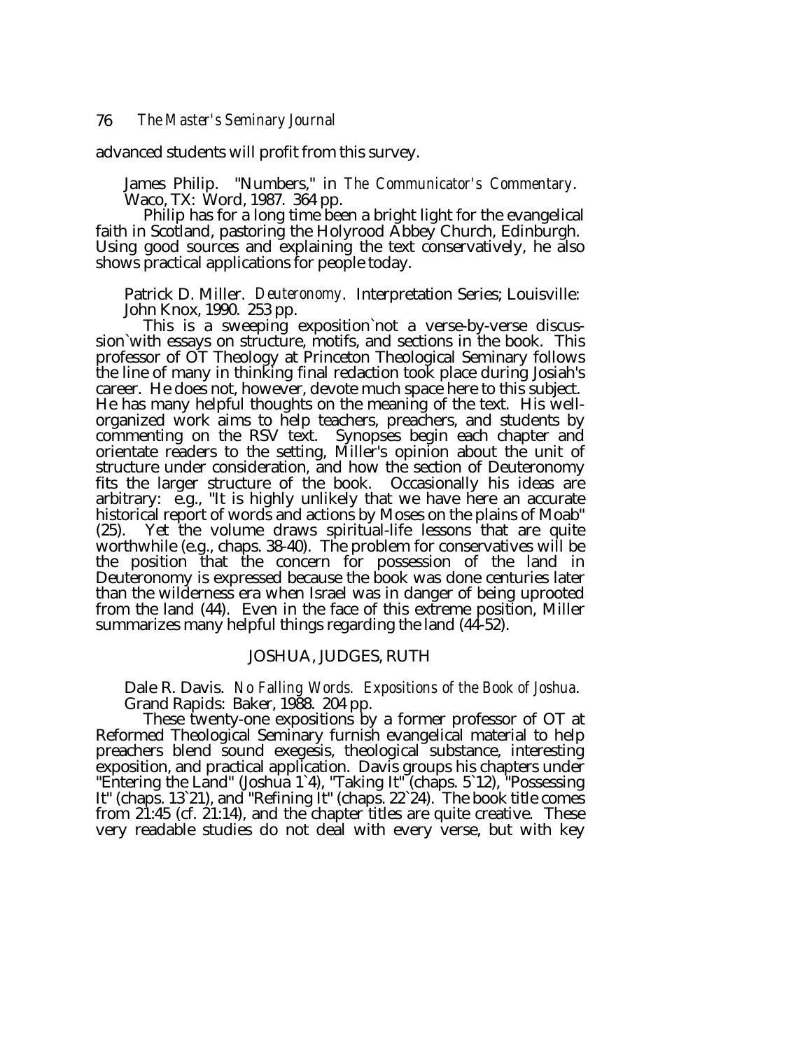advanced students will profit from this survey.

James Philip. "Numbers," in *The Communicator's Commentary*. Waco, TX: Word, 1987. 364 pp.

Philip has for a long time been a bright light for the evangelical faith in Scotland, pastoring the Holyrood Abbey Church, Edinburgh. Using good sources and explaining the text conservatively, he also shows practical applications for people today.

Patrick D. Miller. *Deuteronomy*. Interpretation Series; Louisville: John Knox, 1990. 253 pp.

This is a sweeping exposition`not a verse-by-verse discussion`with essays on structure, motifs, and sections in the book. This professor of OT Theology at Princeton Theological Seminary follows the line of many in thinking final redaction took place during Josiah's career. He does not, however, devote much space here to this subject. He has many helpful thoughts on the meaning of the text. His well-organized work aims to help teachers, preachers, and students by commenting on the RSV text. Synopses begin each chapter and orientate readers to the setting, Miller's opinion about the unit of structure under consideration, and how the section of Deuteronomy fits the larger structure of the book. Occasionally his ideas are arbitrary: e.g., "It is highly unlikely that we have here an accurate historical report of words and actions by Moses on the plains of Moab" (25). Yet the volume draws spiritual-life lessons that are quite worthwhile (e.g., chaps. 38-40). The problem for conservatives will be the position that the concern for possession of the land in Deuteronomy is expressed because the book was done centuries later than the wilderness era when Israel was in danger of being uprooted from the land (44). Even in the face of this extreme position, Miller summarizes many helpful things regarding the land (44-52).

## JOSHUA, JUDGES, RUTH

Dale R. Davis. *No Falling Words. Expositions of the Book of Joshua*. Grand Rapids: Baker, 1988. 204 pp.

These twenty-one expositions by a former professor of OT at Reformed Theological Seminary furnish evangelical material to help preachers blend sound exegesis, theological substance, interesting exposition, and practical application. Davis groups his chapters under "Entering the Land" (Joshua 1`4), "Taking It" (chaps. 5`12), "Possessing It" (chaps. 13`21), and "Refining It" (chaps. 22`24). The book title comes from 21:45 (cf. 21:14), and the chapter titles are quite creative. These very readable studies do not deal with every verse, but with key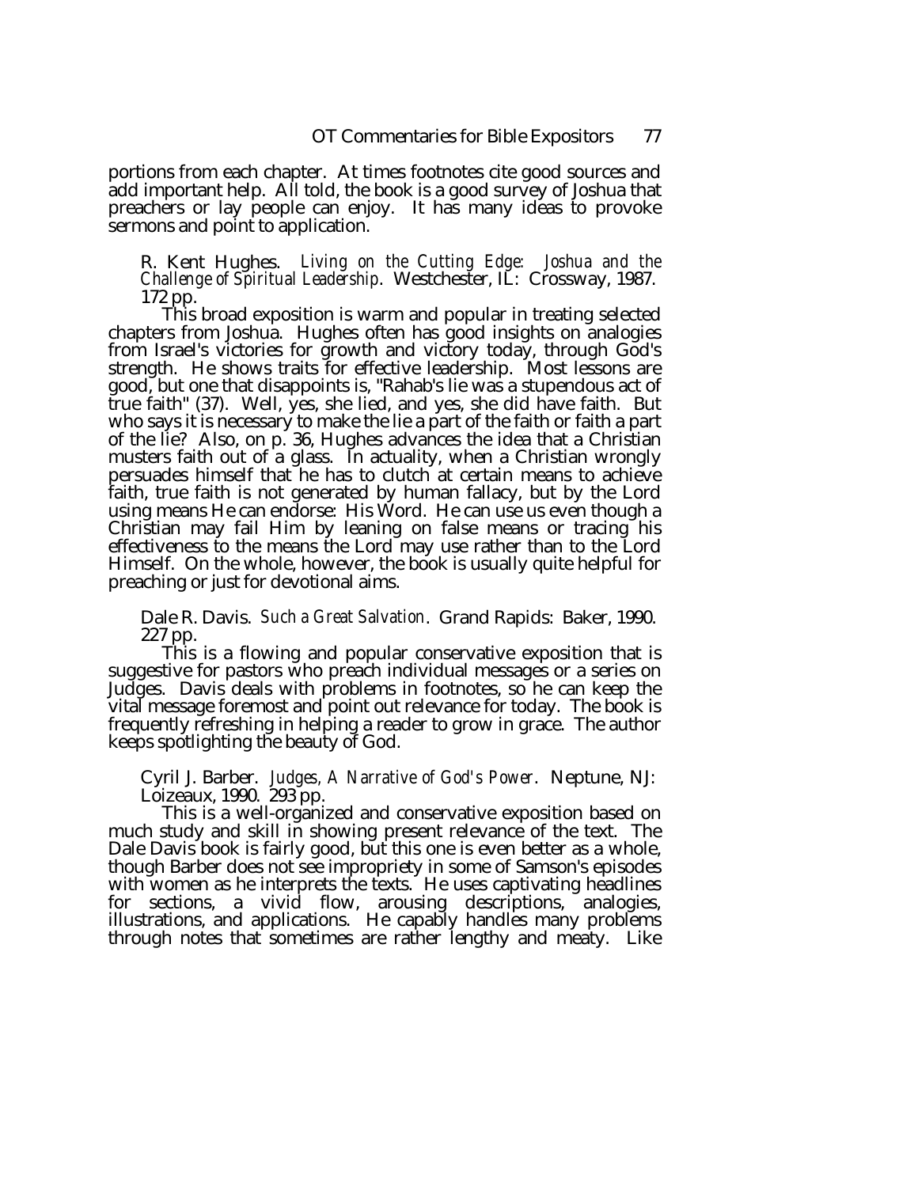portions from each chapter. At times footnotes cite good sources and add important help. All told, the book is a good survey of Joshua that preachers or lay people can enjoy. It has many ideas to provoke sermons and point to application.

R. Kent Hughes. *Living on the Cutting Edge: Joshua and the Challenge of Spiritual Leadership*. Westchester, IL: Crossway, 1987. 172 pp.

This broad exposition is warm and popular in treating selected chapters from Joshua. Hughes often has good insights on analogies from Israel's victories for growth and victory today, through God's strength. He shows traits for effective leadership. Most lessons are good, but one that disappoints is, "Rahab's lie was a stupendous act of true faith" (37). Well, yes, she lied, and yes, she did have faith. But who says it is necessary to make the lie a part of the faith or faith a part of the lie? Also, on p. 36, Hughes advances the idea that a Christian musters faith out of a glass. In actuality, when a Christian wrongly persuades himself that he has to clutch at certain means to achieve faith, true faith is not generated by human fallacy, but by the Lord using means He can endorse: His Word. He can use us even though a Christian may fail Him by leaning on false means or tracing his effectiveness to the means the Lord may use rather than to the Lord Himself. On the whole, however, the book is usually quite helpful for preaching or just for devotional aims.

Dale R. Davis. *Such a Great Salvation*. Grand Rapids: Baker, 1990. 227 pp.

This is a flowing and popular conservative exposition that is suggestive for pastors who preach individual messages or a series on Judges. Davis deals with problems in footnotes, so he can keep the vital message foremost and point out relevance for today. The book is frequently refreshing in helping a reader to grow in grace. The author keeps spotlighting the beauty of God.

Cyril J. Barber. *Judges, A Narrative of God's Power*. Neptune, NJ: Loizeaux, 1990. 293 pp.

This is a well-organized and conservative exposition based on much study and skill in showing present relevance of the text. The Dale Davis book is fairly good, but this one is even better as a whole, though Barber does not see impropriety in some of Samson's episodes with women as he interprets the texts. He uses captivating headlines for sections, a vivid flow, arousing descriptions, analogies, illustrations, and applications. He capably handles many problems through notes that sometimes are rather lengthy and meaty. Like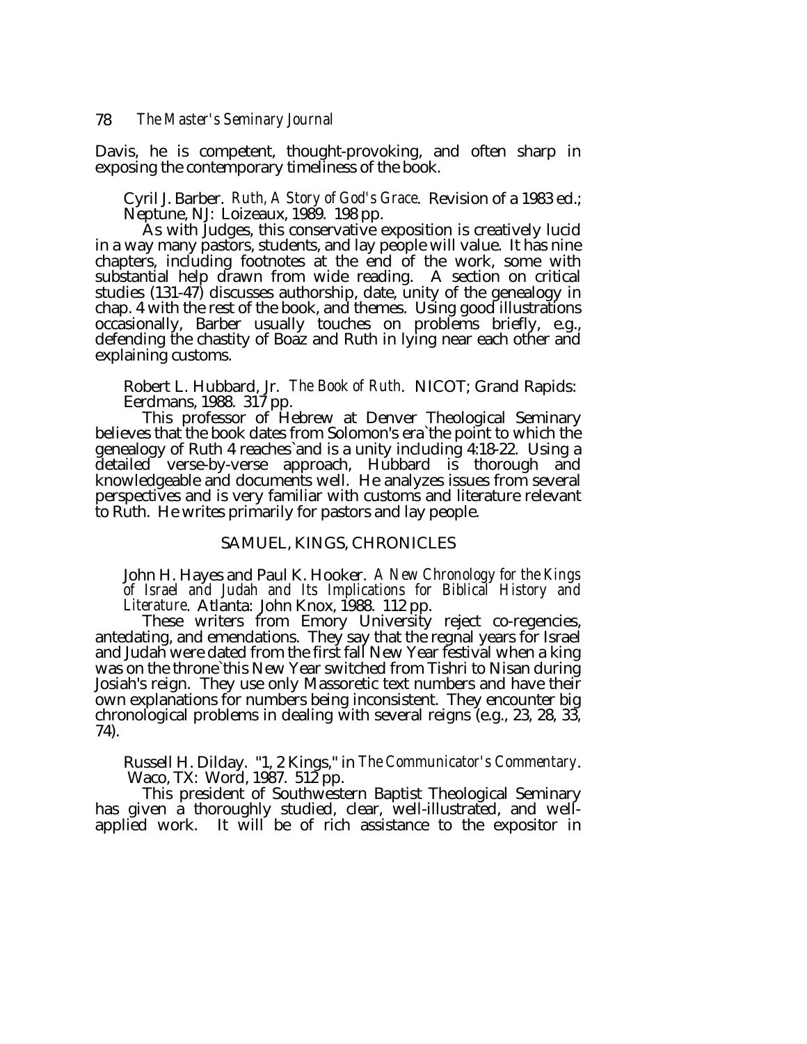Davis, he is competent, thought-provoking, and often sharp in exposing the contemporary timeliness of the book.

Cyril J. Barber. *Ruth, A Story of God's Grace*. Revision of a 1983 ed.; Neptune, NJ: Loizeaux, 1989. 198 pp.

As with Judges, this conservative exposition is creatively lucid in a way many pastors, students, and lay people will value. It has nine chapters, including footnotes at the end of the work, some with substantial help drawn from wide reading. A section on critical studies (131-47) discusses authorship, date, unity of the genealogy in chap. 4 with the rest of the book, and themes. Using good illustrations occasionally, Barber usually touches on problems briefly, e.g., defending the chastity of Boaz and Ruth in lying near each other and explaining customs.

Robert L. Hubbard, Jr. *The Book of Ruth*. NICOT; Grand Rapids: Eerdmans, 1988. 317 pp.

This professor of Hebrew at Denver Theological Seminary believes that the book dates from Solomon's era`the point to which the genealogy of Ruth 4 reaches`and is a unity including 4:18-22. Using a detailed verse-by-verse approach, Hubbard is thorough and knowledgeable and documents well. He analyzes issues from several perspectives and is very familiar with customs and literature relevant to Ruth. He writes primarily for pastors and lay people.

## SAMUEL, KINGS, CHRONICLES

John H. Hayes and Paul K. Hooker. *A New Chronology for the Kings of Israel and Judah and Its Implications for Biblical History and Literature*. Atlanta: John Knox, 1988. 112 pp.

These writers from Emory University reject co-regencies, antedating, and emendations. They say that the regnal years for Israel and Judah were dated from the first fall New Year festival when a king was on the throne`this New Year switched from Tishri to Nisan during Josiah's reign. They use only Massoretic text numbers and have their own explanations for numbers being inconsistent. They encounter big chronological problems in dealing with several reigns (e.g., 23, 28, 33, 74).

Russell H. Dilday. "1, 2 Kings," in *The Communicator's Commentary*. Waco, TX: Word, 1987. 512 pp.

This president of Southwestern Baptist Theological Seminary has given a thoroughly studied, clear, well-illustrated, and well-applied work. It will be of rich assistance to the expositor in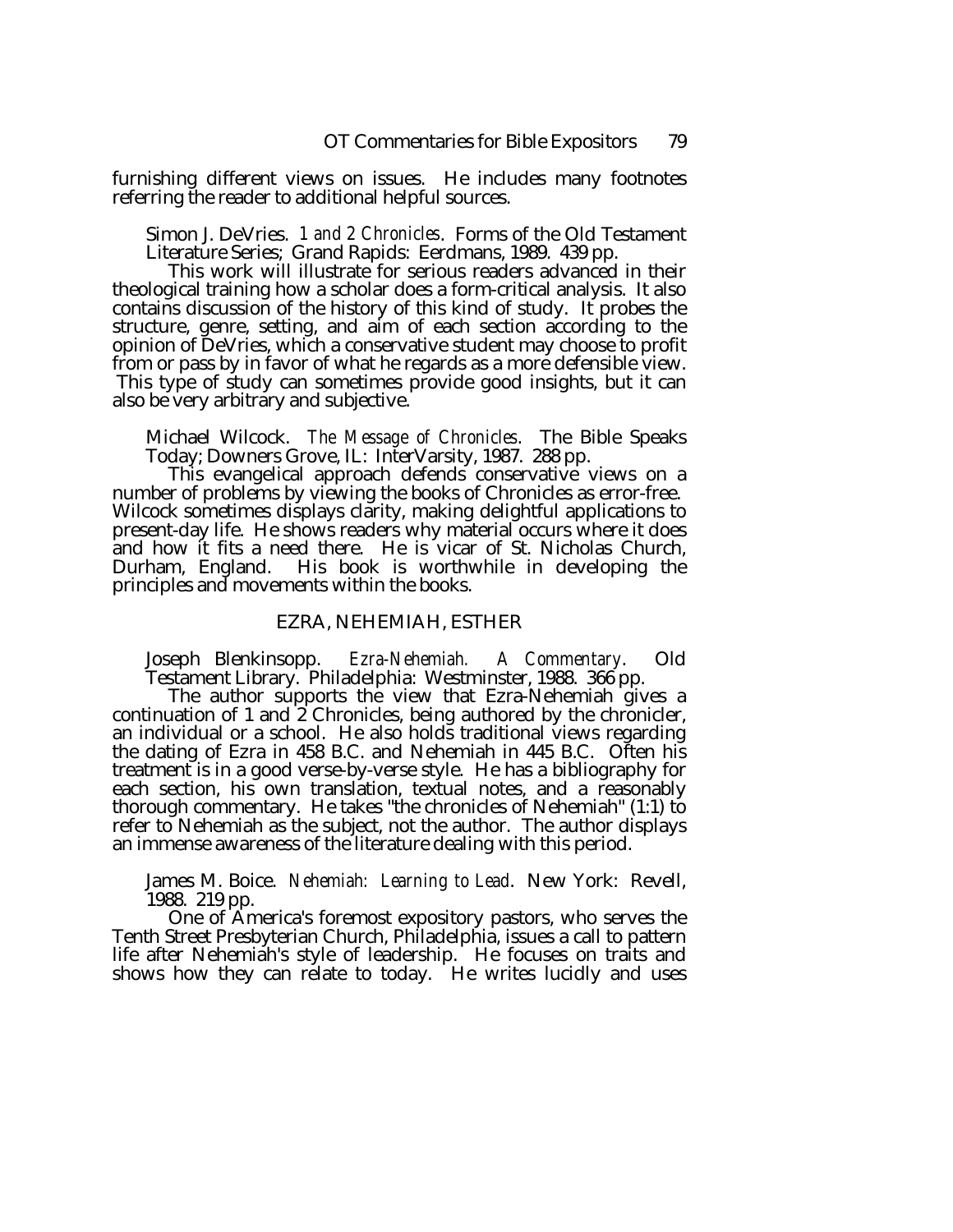furnishing different views on issues. He includes many footnotes referring the reader to additional helpful sources.

Simon J. DeVries. *1 and 2 Chronicles*. Forms of the Old Testament Literature Series; Grand Rapids: Eerdmans, 1989. 439 pp.

This work will illustrate for serious readers advanced in their theological training how a scholar does a form-critical analysis. It also contains discussion of the history of this kind of study. It probes the structure, genre, setting, and aim of each section according to the opinion of DeVries, which a conservative student may choose to profit from or pass by in favor of what he regards as a more defensible view. This type of study can sometimes provide good insights, but it can also be very arbitrary and subjective.

Michael Wilcock. *The Message of Chronicles*. The Bible Speaks Today; Downers Grove, IL: InterVarsity, 1987. 288 pp.

This evangelical approach defends conservative views on a number of problems by viewing the books of Chronicles as error-free. Wilcock sometimes displays clarity, making delightful applications to present-day life. He shows readers why material occurs where it does and how it fits a need there. He is vicar of St. Nicholas Church, Durham, England. His book is worthwhile in developing the principles and movements within the books.

## EZRA, NEHEMIAH, ESTHER

Joseph Blenkinsopp. *Ezra-Nehemiah. A Commentary*. Old Testament Library. Philadelphia: Westminster, 1988. 366 pp.

The author supports the view that Ezra-Nehemiah gives a continuation of 1 and 2 Chronicles, being authored by the chronicler, an individual or a school. He also holds traditional views regarding the dating of Ezra in 458 B.C. and Nehemiah in 445 B.C. Often his treatment is in a good verse-by-verse style. He has a bibliography for each section, his own translation, textual notes, and a reasonably thorough commentary. He takes "the chronicles of Nehemiah" (1:1) to refer to Nehemiah as the subject, not the author. The author displays an immense awareness of the literature dealing with this period.

James M. Boice. *Nehemiah: Learning to Lead*. New York: Revell, 1988. 219 pp.

One of America's foremost expository pastors, who serves the Tenth Street Presbyterian Church, Philadelphia, issues a call to pattern life after Nehemiah's style of leadership. He focuses on traits and shows how they can relate to today. He writes lucidly and uses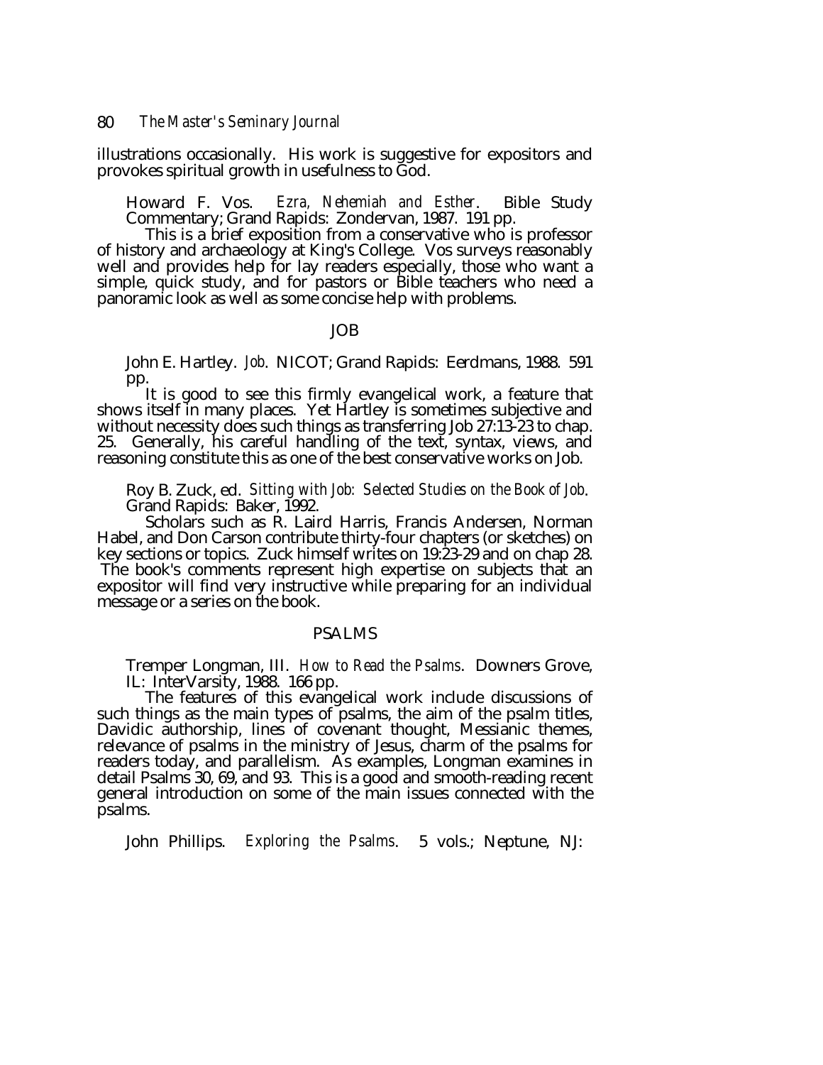illustrations occasionally. His work is suggestive for expositors and provokes spiritual growth in usefulness to God.

Howard F. Vos. *Ezra, Nehemiah and Esther*. Bible Study Commentary; Grand Rapids: Zondervan, 1987. 191 pp.

This is a brief exposition from a conservative who is professor of history and archaeology at King's College. Vos surveys reasonably well and provides help for lay readers especially, those who want a simple, quick study, and for pastors or Bible teachers who need a panoramic look as well as some concise help with problems.

## JOB

John E. Hartley. *Job*. NICOT; Grand Rapids: Eerdmans, 1988. 591 pp.

It is good to see this firmly evangelical work, a feature that shows itself in many places. Yet Hartley is sometimes subjective and without necessity does such things as transferring Job 27:13-23 to chap. 25. Generally, his careful handling of the text, syntax, views, and reasoning constitute this as one of the best conservative works on Job.

Roy B. Zuck, ed. *Sitting with Job: Selected Studies on the Book of Job*. Grand Rapids: Baker, 1992.

Scholars such as R. Laird Harris, Francis Andersen, Norman Habel, and Don Carson contribute thirty-four chapters (or sketches) on key sections or topics. Zuck himself writes on 19:23-29 and on chap 28. The book's comments represent high expertise on subjects that an expositor will find very instructive while preparing for an individual message or a series on the book.

## PSALMS

Tremper Longman, III. *How to Read the Psalms*. Downers Grove, IL: InterVarsity, 1988. 166 pp.

The features of this evangelical work include discussions of such things as the main types of psalms, the aim of the psalm titles, Davidic authorship, lines of covenant thought, Messianic themes, relevance of psalms in the ministry of Jesus, charm of the psalms for readers today, and parallelism. As examples, Longman examines in detail Psalms 30, 69, and 93. This is a good and smooth-reading recent general introduction on some of the main issues connected with the psalms.

John Phillips. *Exploring the Psalms*. 5 vols.; Neptune, NJ: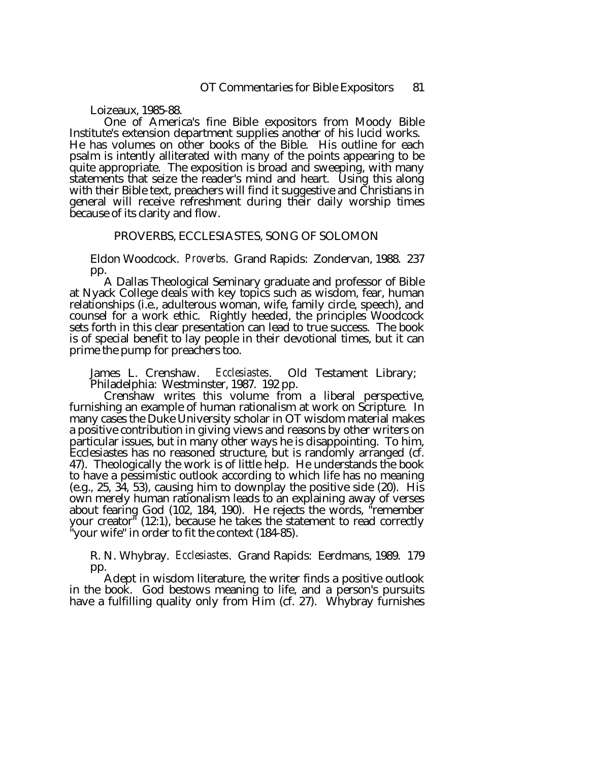Loizeaux, 1985-88.

One of America's fine Bible expositors from Moody Bible Institute's extension department supplies another of his lucid works. He has volumes on other books of the Bible. His outline for each psalm is intently alliterated with many of the points appearing to be quite appropriate. The exposition is broad and sweeping, with many statements that seize the reader's mind and heart. Using this along with their Bible text, preachers will find it suggestive and Christians in general will receive refreshment during their daily worship times because of its clarity and flow.

## PROVERBS, ECCLESIASTES, SONG OF SOLOMON

Eldon Woodcock. *Proverbs*. Grand Rapids: Zondervan, 1988. 237 pp.

A Dallas Theological Seminary graduate and professor of Bible at Nyack College deals with key topics such as wisdom, fear, human relationships (i.e., adulterous woman, wife, family circle, speech), and counsel for a work ethic. Rightly heeded, the principles Woodcock sets forth in this clear presentation can lead to true success. The book is of special benefit to lay people in their devotional times, but it can prime the pump for preachers too.

James L. Crenshaw. *Ecclesiastes*. Old Testament Library; Philadelphia: Westminster, 1987. 192 pp.

Crenshaw writes this volume from a liberal perspective, furnishing an example of human rationalism at work on Scripture. In many cases the Duke University scholar in OT wisdom material makes a positive contribution in giving views and reasons by other writers on particular issues, but in many other ways he is disappointing. To him, Ecclesiastes has no reasoned structure, but is randomly arranged (cf. 47). Theologically the work is of little help. He understands the book to have a pessimistic outlook according to which life has no meaning (e.g., 25, 34, 53), causing him to downplay the positive side (20). His own merely human rationalism leads to an explaining away of verses about fearing God (102, 184, 190). He rejects the words, "remember your creator" (12:1), because he takes the statement to read correctly "your wife" in order to fit the context (184-85).

R. N. Whybray. *Ecclesiastes*. Grand Rapids: Eerdmans, 1989. 179 pp.

Adept in wisdom literature, the writer finds a positive outlook in the book. God bestows meaning to life, and a person's pursuits have a fulfilling quality only from Him (cf. 27). Whybray furnishes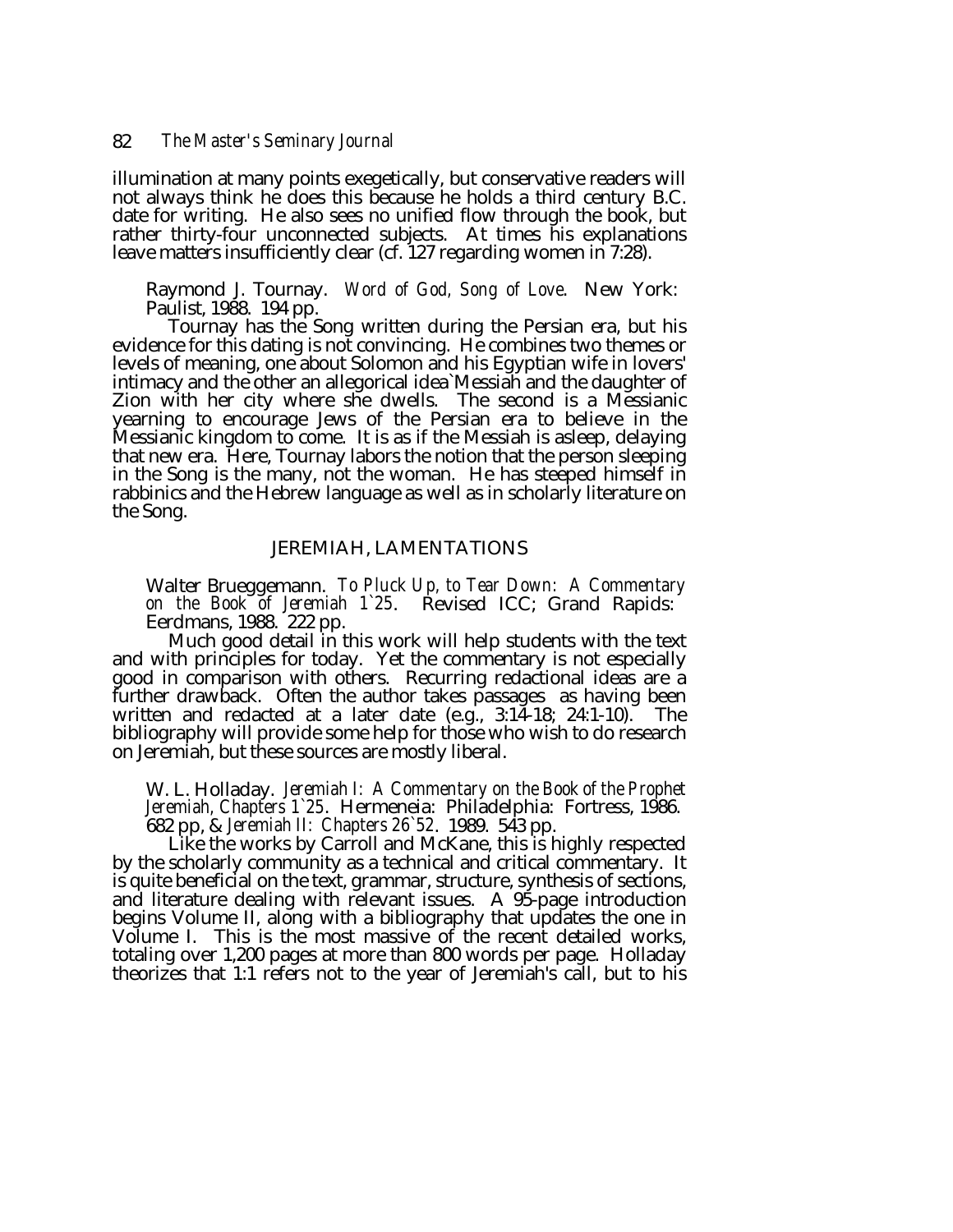illumination at many points exegetically, but conservative readers will not always think he does this because he holds a third century B.C. date for writing. He also sees no unified flow through the book, but rather thirty-four unconnected subjects. At times his explanations leave matters insufficiently clear (cf. 127 regarding women in 7:28).

Raymond J. Tournay. *Word of God, Song of Love*. New York: Paulist, 1988. 194 pp.

Tournay has the Song written during the Persian era, but his evidence for this dating is not convincing. He combines two themes or levels of meaning, one about Solomon and his Egyptian wife in lovers' intimacy and the other an allegorical idea`Messiah and the daughter of Zion with her city where she dwells. The second is a Messianic yearning to encourage Jews of the Persian era to believe in the Messianic kingdom to come. It is as if the Messiah is asleep, delaying that new era. Here, Tournay labors the notion that the person sleeping in the Song is the many, not the woman. He has steeped himself in rabbinics and the Hebrew language as well as in scholarly literature on the Song.

## JEREMIAH, LAMENTATIONS

Walter Brueggemann. *To Pluck Up, to Tear Down: A Commentary on the Book of Jeremiah 1`25*. Revised ICC; Grand Rapids: Eerdmans, 1988. 222 pp.

Much good detail in this work will help students with the text and with principles for today. Yet the commentary is not especially good in comparison with others. Recurring redactional ideas are a further drawback. Often the author takes passages as having been written and redacted at a later date (e.g., 3:14-18; 24:1-10). The bibliography will provide some help for those who wish to do research on Jeremiah, but these sources are mostly liberal.

W. L. Holladay. *Jeremiah I: A Commentary on the Book of the Prophet Jeremiah, Chapters 1`25*. Hermeneia: Philadelphia: Fortress, 1986. 682 pp, & *Jeremiah II: Chapters 26`52*. 1989. 543 pp.

Like the works by Carroll and McKane, this is highly respected by the scholarly community as a technical and critical commentary. It is quite beneficial on the text, grammar, structure, synthesis of sections, and literature dealing with relevant issues. A 95-page introduction begins Volume II, along with a bibliography that updates the one in Volume I. This is the most massive of the recent detailed works, totaling over 1,200 pages at more than 800 words per page. Holladay theorizes that 1:1 refers not to the year of Jeremiah's call, but to his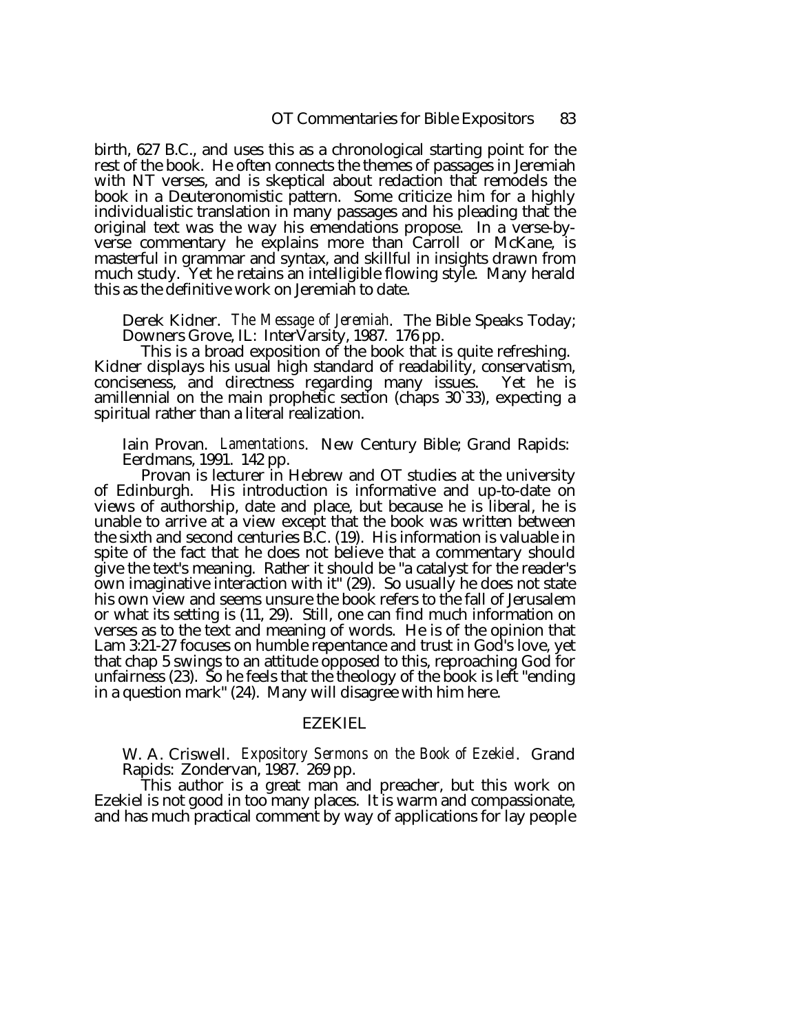birth, 627 B.C., and uses this as a chronological starting point for the rest of the book. He often connects the themes of passages in Jeremiah with NT verses, and is skeptical about redaction that remodels the book in a Deuteronomistic pattern. Some criticize him for a highly individualistic translation in many passages and his pleading that the original text was the way his emendations propose. In a verse-by-verse commentary he explains more than Carroll or McKane, is masterful in grammar and syntax, and skillful in insights drawn from much study. Yet he retains an intelligible flowing style. Many herald this as the definitive work on Jeremiah to date.

Derek Kidner. *The Message of Jeremiah*. The Bible Speaks Today; Downers Grove, IL: InterVarsity, 1987. 176 pp.

This is a broad exposition of the book that is quite refreshing. Kidner displays his usual high standard of readability, conservatism, conciseness, and directness regarding many issues. Yet he is amillennial on the main prophetic section (chaps 30`33), expecting a spiritual rather than a literal realization.

Iain Provan. *Lamentations*. New Century Bible; Grand Rapids: Eerdmans, 1991. 142 pp.

Provan is lecturer in Hebrew and OT studies at the university of Edinburgh. His introduction is informative and up-to-date on views of authorship, date and place, but because he is liberal, he is unable to arrive at a view except that the book was written between the sixth and second centuries B.C. (19). His information is valuable in spite of the fact that he does not believe that a commentary should give the text's meaning. Rather it should be "a catalyst for the reader's own imaginative interaction with it" (29). So usually he does not state his own view and seems unsure the book refers to the fall of Jerusalem or what its setting is (11, 29). Still, one can find much information on verses as to the text and meaning of words. He is of the opinion that Lam 3:21-27 focuses on humble repentance and trust in God's love, yet that chap 5 swings to an attitude opposed to this, reproaching God for unfairness (23). So he feels that the theology of the book is left "ending in a question mark" (24). Many will disagree with him here.

## EZEKIEL

W. A. Criswell. *Expository Sermons on the Book of Ezekiel*. Grand Rapids: Zondervan, 1987. 269 pp.

This author is a great man and preacher, but this work on Ezekiel is not good in too many places. It is warm and compassionate, and has much practical comment by way of applications for lay people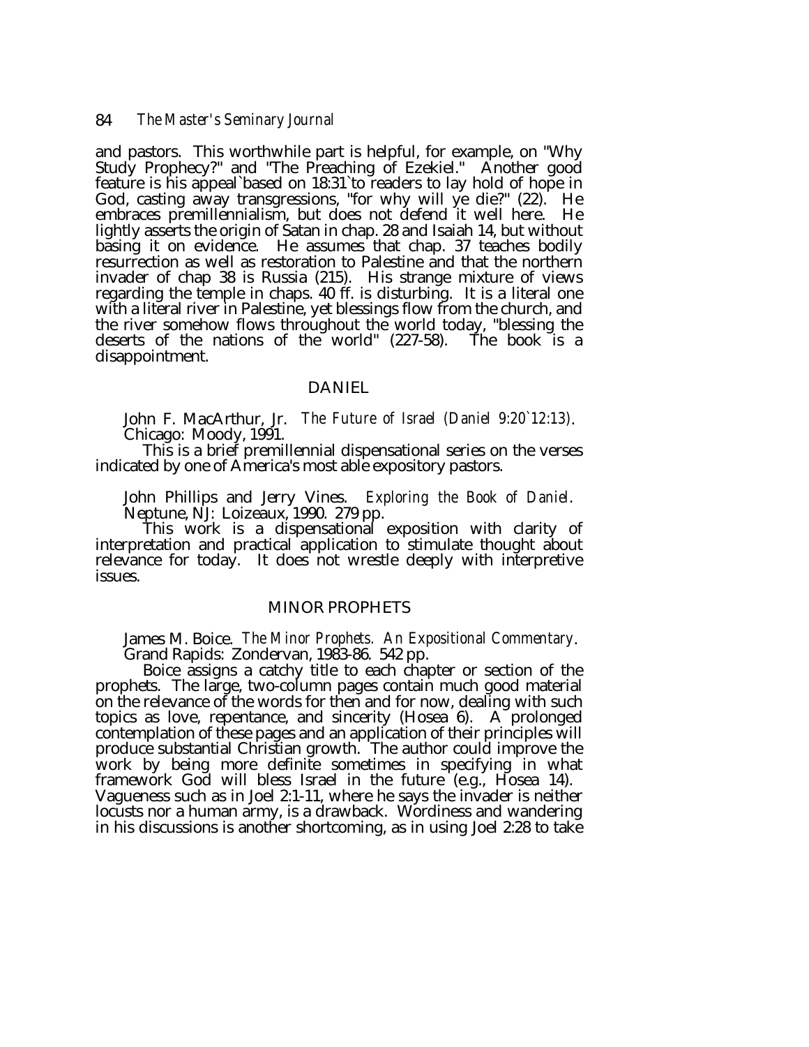and pastors. This worthwhile part is helpful, for example, on "Why Study Prophecy?" and "The Preaching of Ezekiel." Another good feature is his appeal`based on 18:31`to readers to lay hold of hope in God, casting away transgressions, "for why will ye die?" (22). He embraces premillennialism, but does not defend it well here. He lightly asserts the origin of Satan in chap. 28 and Isaiah 14, but without basing it on evidence. He assumes that chap. 37 teaches bodily resurrection as well as restoration to Palestine and that the northern invader of chap 38 is Russia (215). His strange mixture of views regarding the temple in chaps. 40 ff. is disturbing. It is a literal one with a literal river in Palestine, yet blessings flow from the church, and the river somehow flows throughout the world today, "blessing the deserts of the nations of the world" (227-58). The book is a disappointment.

## DANIEL

John F. MacArthur, Jr. *The Future of Israel (Daniel 9:20`12:13)*. Chicago: Moody, 1991.

This is a brief premillennial dispensational series on the verses indicated by one of America's most able expository pastors.

John Phillips and Jerry Vines. *Exploring the Book of Daniel*. Neptune, NJ: Loizeaux, 1990. 279 pp.

This work is a dispensational exposition with clarity of interpretation and practical application to stimulate thought about relevance for today. It does not wrestle deeply with interpretive issues.

## MINOR PROPHETS

James M. Boice. *The Minor Prophets. An Expositional Commentary*. Grand Rapids: Zondervan, 1983-86. 542 pp.

Boice assigns a catchy title to each chapter or section of the prophets. The large, two-column pages contain much good material on the relevance of the words for then and for now, dealing with such topics as love, repentance, and sincerity (Hosea 6). A prolonged contemplation of these pages and an application of their principles will produce substantial Christian growth. The author could improve the work by being more definite sometimes in specifying in what framework God will bless Israel in the future (e.g., Hosea 14). Vagueness such as in Joel 2:1-11, where he says the invader is neither locusts nor a human army, is a drawback. Wordiness and wandering in his discussions is another shortcoming, as in using Joel 2:28 to take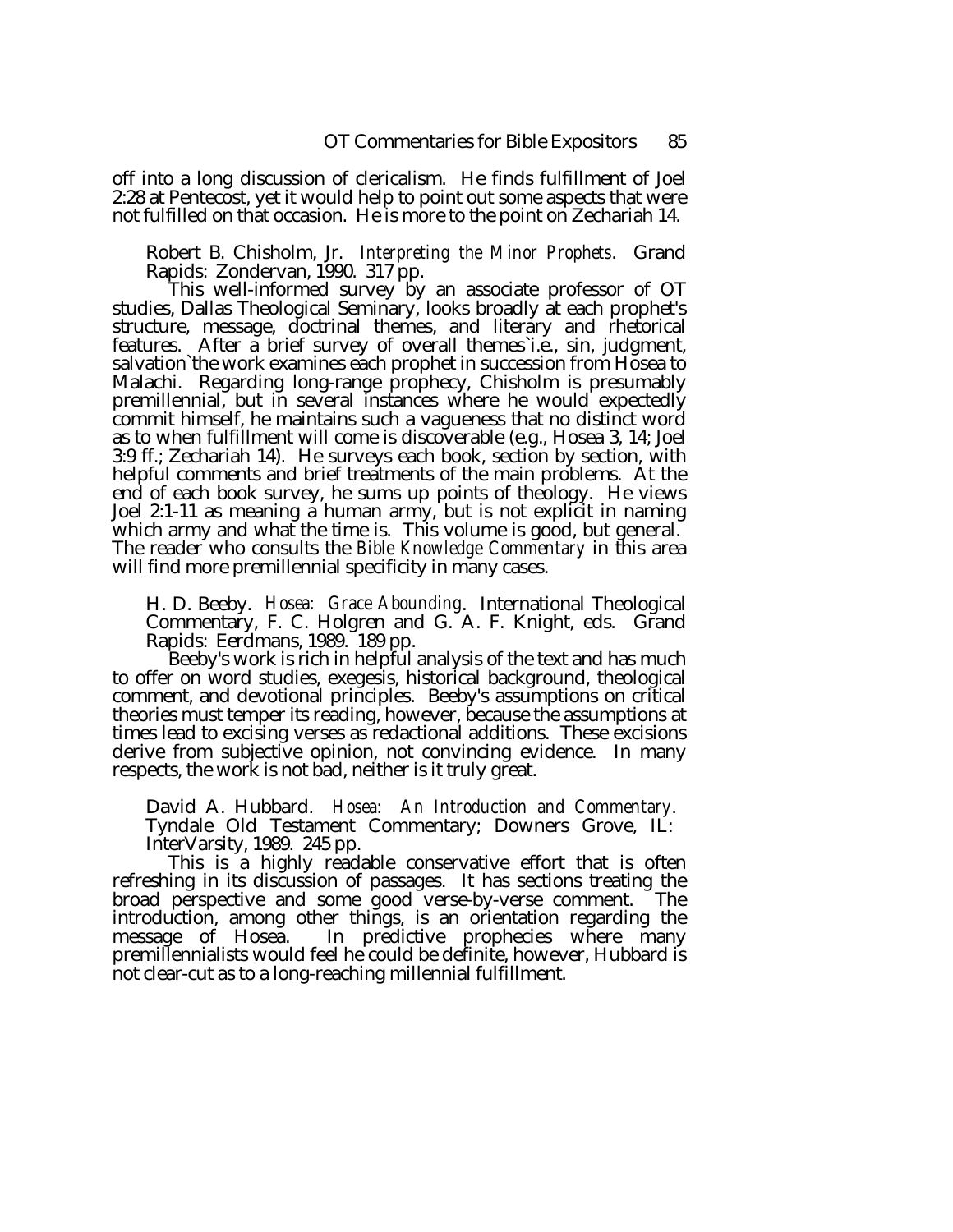off into a long discussion of clericalism. He finds fulfillment of Joel 2:28 at Pentecost, yet it would help to point out some aspects that were not fulfilled on that occasion. He is more to the point on Zechariah 14.

Robert B. Chisholm, Jr. *Interpreting the Minor Prophets*. Grand Rapids: Zondervan, 1990. 317 pp.

This well-informed survey by an associate professor of OT studies, Dallas Theological Seminary, looks broadly at each prophet's structure, message, doctrinal themes, and literary and rhetorical features. After a brief survey of overall themes`i.e., sin, judgment, salvation`the work examines each prophet in succession from Hosea to Malachi. Regarding long-range prophecy, Chisholm is presumably premillennial, but in several instances where he would expectedly commit himself, he maintains such a vagueness that no distinct word as to when fulfillment will come is discoverable (e.g., Hosea 3, 14; Joel 3:9 ff.; Zechariah 14). He surveys each book, section by section, with helpful comments and brief treatments of the main problems. At the end of each book survey, he sums up points of theology. He views Joel 2:1-11 as meaning a human army, but is not explicit in naming which army and what the time is. This volume is good, but general. The reader who consults the *Bible Knowledge Commentary* in this area will find more premillennial specificity in many cases.

H. D. Beeby. *Hosea: Grace Abounding*. International Theological Commentary, F. C. Holgren and G. A. F. Knight, eds. Grand Rapids: Eerdmans, 1989. 189 pp.

Beeby's work is rich in helpful analysis of the text and has much to offer on word studies, exegesis, historical background, theological comment, and devotional principles. Beeby's assumptions on critical theories must temper its reading, however, because the assumptions at times lead to excising verses as redactional additions. These excisions derive from subjective opinion, not convincing evidence. In many respects, the work is not bad, neither is it truly great.

David A. Hubbard. *Hosea: An Introduction and Commentary*. Tyndale Old Testament Commentary; Downers Grove, IL: InterVarsity, 1989. 245 pp.

This is a highly readable conservative effort that is often refreshing in its discussion of passages. It has sections treating the broad perspective and some good verse-by-verse comment. The introduction, among other things, is an orientation regarding the message of Hosea. In predictive prophecies where many premillennialists would feel he could be definite, however, Hubbard is not clear-cut as to a long-reaching millennial fulfillment.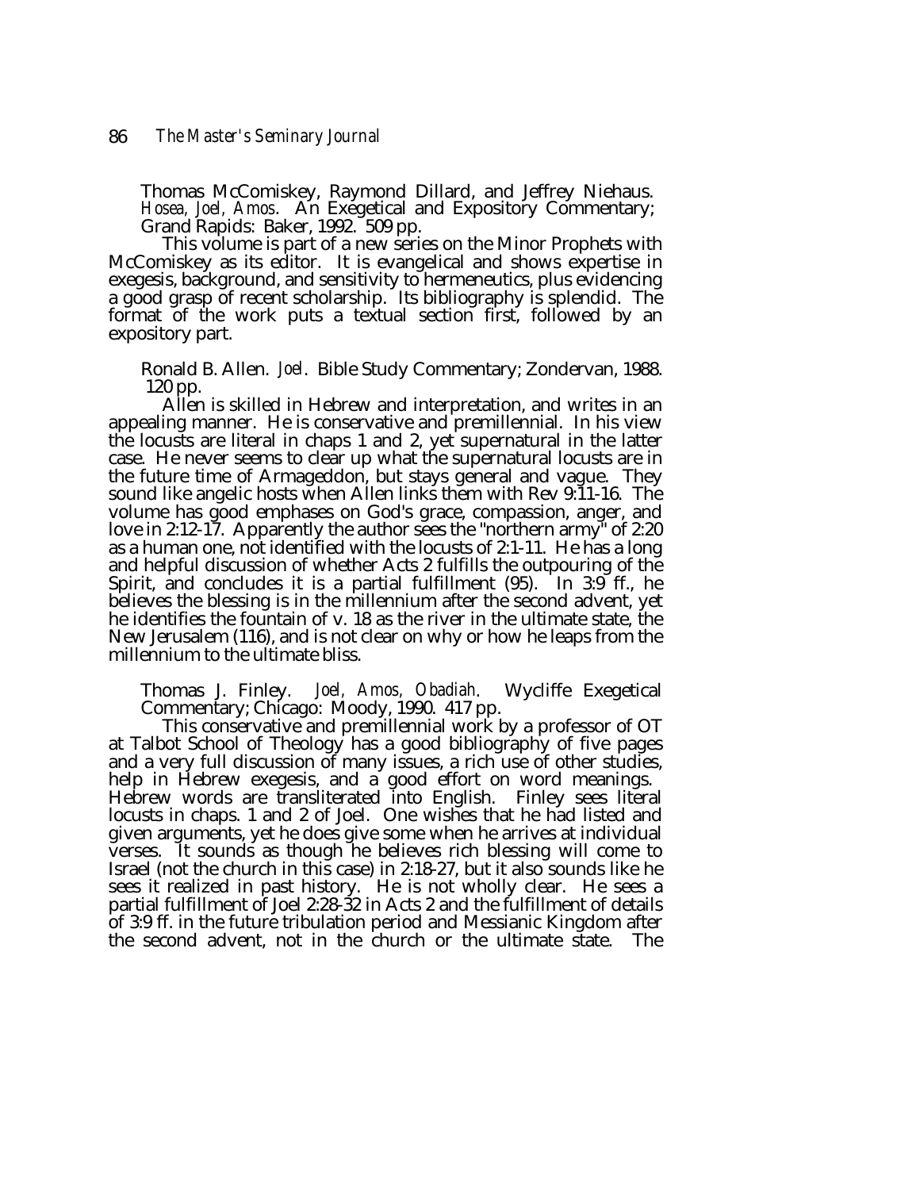Thomas McComiskey, Raymond Dillard, and Jeffrey Niehaus. *Hosea, Joel, Amos*. An Exegetical and Expository Commentary; Grand Rapids: Baker, 1992. 509 pp.

This volume is part of a new series on the Minor Prophets with McComiskey as its editor. It is evangelical and shows expertise in exegesis, background, and sensitivity to hermeneutics, plus evidencing a good grasp of recent scholarship. Its bibliography is splendid. The format of the work puts a textual section first, followed by an expository part.

Ronald B. Allen. *Joel*. Bible Study Commentary; Zondervan, 1988. 120 pp.

Allen is skilled in Hebrew and interpretation, and writes in an appealing manner. He is conservative and premillennial. In his view the locusts are literal in chaps 1 and 2, yet supernatural in the latter case. He never seems to clear up what the supernatural locusts are in the future time of Armageddon, but stays general and vague. They sound like angelic hosts when Allen links them with Rev 9:11-16. The volume has good emphases on God's grace, compassion, anger, and love in 2:12-17. Apparently the author sees the "northern army" of 2:20 as a human one, not identified with the locusts of 2:1-11. He has a long and helpful discussion of whether Acts 2 fulfills the outpouring of the Spirit, and concludes it is a partial fulfillment (95). In 3:9 ff., he believes the blessing is in the millennium after the second advent, yet he identifies the fountain of v. 18 as the river in the ultimate state, the New Jerusalem (116), and is not clear on why or how he leaps from the millennium to the ultimate bliss.

Thomas J. Finley. *Joel, Amos, Obadiah*. Wycliffe Exegetical Commentary; Chicago: Moody, 1990. 417 pp.

This conservative and premillennial work by a professor of OT at Talbot School of Theology has a good bibliography of five pages and a very full discussion of many issues, a rich use of other studies, help in Hebrew exegesis, and a good effort on word meanings. Hebrew words are transliterated into English. Finley sees literal locusts in chaps. 1 and 2 of Joel. One wishes that he had listed and given arguments, yet he does give some when he arrives at individual verses. It sounds as though he believes rich blessing will come to Israel (not the church in this case) in 2:18-27, but it also sounds like he sees it realized in past history. He is not wholly clear. He sees a partial fulfillment of Joel 2:28-32 in Acts 2 and the fulfillment of details of 3:9 ff. in the future tribulation period and Messianic Kingdom after the second advent, not in the church or the ultimate state. The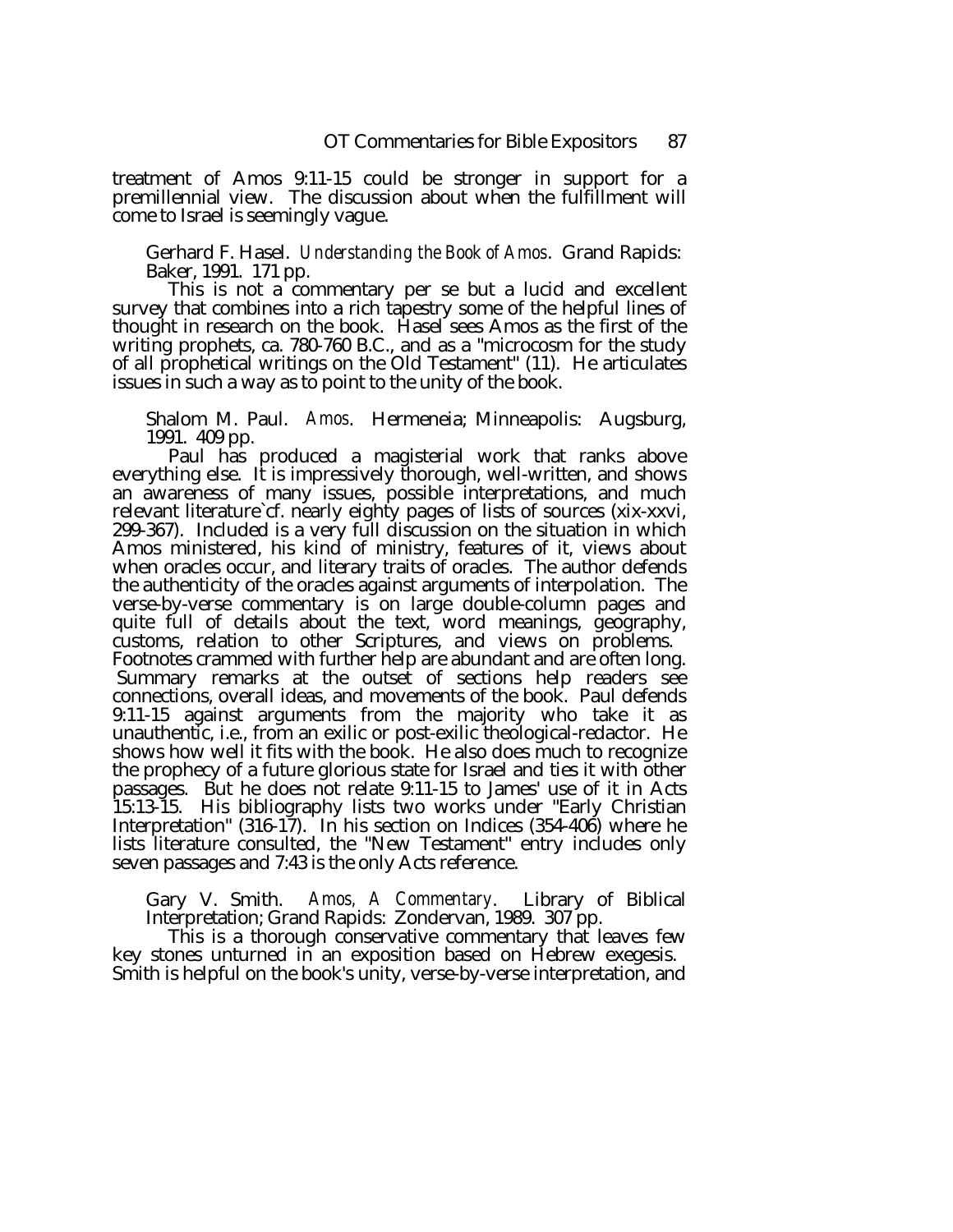treatment of Amos 9:11-15 could be stronger in support for a premillennial view. The discussion about when the fulfillment will come to Israel is seemingly vague.

Gerhard F. Hasel. *Understanding the Book of Amos*. Grand Rapids: Baker, 1991. 171 pp.

This is not a commentary per se but a lucid and excellent survey that combines into a rich tapestry some of the helpful lines of thought in research on the book. Hasel sees Amos as the first of the writing prophets, ca. 780-760 B.C., and as a "microcosm for the study of all prophetical writings on the Old Testament" (11). He articulates issues in such a way as to point to the unity of the book.

Shalom M. Paul. *Amos*. Hermeneia; Minneapolis: Augsburg, 1991. 409 pp.

Paul has produced a magisterial work that ranks above everything else. It is impressively thorough, well-written, and shows an awareness of many issues, possible interpretations, and much relevant literature`cf. nearly eighty pages of lists of sources (xix-xxvi, 299-367). Included is a very full discussion on the situation in which Amos ministered, his kind of ministry, features of it, views about when oracles occur, and literary traits of oracles. The author defends the authenticity of the oracles against arguments of interpolation. The verse-by-verse commentary is on large double-column pages and quite full of details about the text, word meanings, geography, customs, relation to other Scriptures, and views on problems. Footnotes crammed with further help are abundant and are often long. Summary remarks at the outset of sections help readers see connections, overall ideas, and movements of the book. Paul defends 9:11-15 against arguments from the majority who take it as unauthentic, i.e., from an exilic or post-exilic theological-redactor. He shows how well it fits with the book. He also does much to recognize the prophecy of a future glorious state for Israel and ties it with other passages. But he does not relate 9:11-15 to James' use of it in Acts 15:13-15. His bibliography lists two works under "Early Christian Interpretation" (316-17). In his section on Indices (354-406) where he lists literature consulted, the "New Testament" entry includes only seven passages and 7:43 is the only Acts reference.

Gary V. Smith. *Amos, A Commentary*. Library of Biblical Interpretation; Grand Rapids: Zondervan, 1989. 307 pp.

This is a thorough conservative commentary that leaves few key stones unturned in an exposition based on Hebrew exegesis. Smith is helpful on the book's unity, verse-by-verse interpretation, and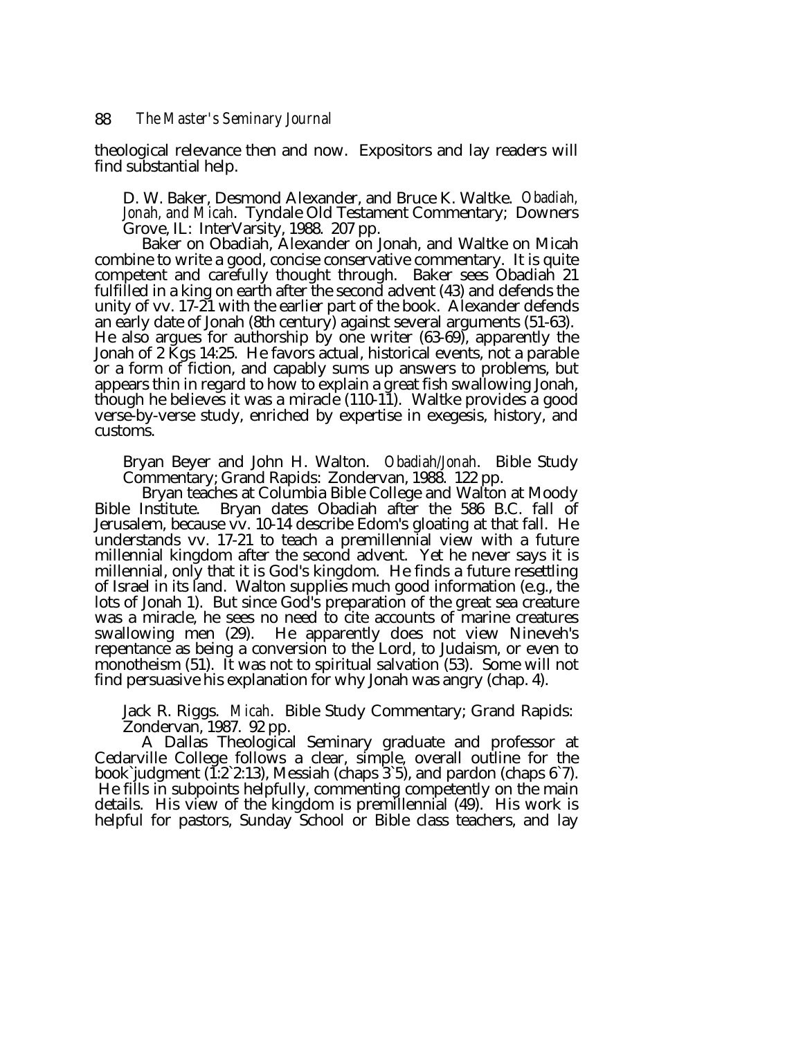theological relevance then and now. Expositors and lay readers will find substantial help.

D. W. Baker, Desmond Alexander, and Bruce K. Waltke. *Obadiah, Jonah, and Micah*. Tyndale Old Testament Commentary; Downers Grove, IL: InterVarsity, 1988. 207 pp.

Baker on Obadiah, Alexander on Jonah, and Waltke on Micah combine to write a good, concise conservative commentary. It is quite competent and carefully thought through. Baker sees Obadiah 21 fulfilled in a king on earth after the second advent (43) and defends the unity of vv. 17-21 with the earlier part of the book. Alexander defends an early date of Jonah (8th century) against several arguments (51-63). He also argues for authorship by one writer (63-69), apparently the Jonah of 2 Kgs 14:25. He favors actual, historical events, not a parable or a form of fiction, and capably sums up answers to problems, but appears thin in regard to how to explain a great fish swallowing Jonah, though he believes it was a miracle (110-11). Waltke provides a good verse-by-verse study, enriched by expertise in exegesis, history, and customs.

Bryan Beyer and John H. Walton. *Obadiah/Jonah*. Bible Study Commentary; Grand Rapids: Zondervan, 1988. 122 pp.

Bryan teaches at Columbia Bible College and Walton at Moody Bible Institute. Bryan dates Obadiah after the 586 B.C. fall of Jerusalem, because vv. 10-14 describe Edom's gloating at that fall. He understands vv. 17-21 to teach a premillennial view with a future millennial kingdom after the second advent. Yet he never says it is millennial, only that it is God's kingdom. He finds a future resettling of Israel in its land. Walton supplies much good information (e.g., the lots of Jonah 1). But since God's preparation of the great sea creature was a miracle, he sees no need to cite accounts of marine creatures swallowing men (29). He apparently does not view Nineveh's repentance as being a conversion to the Lord, to Judaism, or even to monotheism (51). It was not to spiritual salvation (53). Some will not find persuasive his explanation for why Jonah was angry (chap. 4).

Jack R. Riggs. *Micah*. Bible Study Commentary; Grand Rapids: Zondervan, 1987. 92 pp.

A Dallas Theological Seminary graduate and professor at Cedarville College follows a clear, simple, overall outline for the book`judgment (1:2`2:13), Messiah (chaps 3`5), and pardon (chaps 6`7). He fills in subpoints helpfully, commenting competently on the main details. His view of the kingdom is premillennial (49). His work is helpful for pastors, Sunday School or Bible class teachers, and lay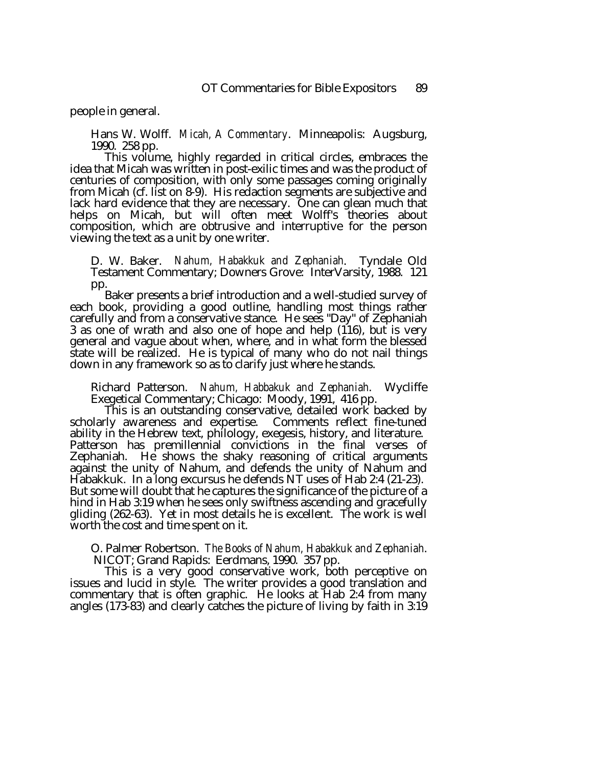people in general.

Hans W. Wolff. *Micah, A Commentary*. Minneapolis: Augsburg, 1990. 258 pp.

This volume, highly regarded in critical circles, embraces the idea that Micah was written in post-exilic times and was the product of centuries of composition, with only some passages coming originally from Micah (cf. list on 8-9). His redaction segments are subjective and lack hard evidence that they are necessary. One can glean much that helps on Micah, but will often meet Wolff's theories about composition, which are obtrusive and interruptive for the person viewing the text as a unit by one writer.

D. W. Baker. *Nahum, Habakkuk and Zephaniah*. Tyndale Old Testament Commentary; Downers Grove: InterVarsity, 1988. 121 pp.

Baker presents a brief introduction and a well-studied survey of each book, providing a good outline, handling most things rather carefully and from a conservative stance. He sees "Day" of Zephaniah 3 as one of wrath and also one of hope and help (116), but is very general and vague about when, where, and in what form the blessed state will be realized. He is typical of many who do not nail things down in any framework so as to clarify just where he stands.

Richard Patterson. *Nahum, Habbakuk and Zephaniah*. Wycliffe Exegetical Commentary; Chicago: Moody, 1991, 416 pp.

This is an outstanding conservative, detailed work backed by scholarly awareness and expertise. Comments reflect fine-tuned ability in the Hebrew text, philology, exegesis, history, and literature. Patterson has premillennial convictions in the final verses of Zephaniah. He shows the shaky reasoning of critical arguments against the unity of Nahum, and defends the unity of Nahum and Habakkuk. In a long excursus he defends NT uses of Hab 2:4 (21-23). But some will doubt that he captures the significance of the picture of a hind in Hab 3:19 when he sees only swiftness ascending and gracefully gliding (262-63). Yet in most details he is excellent. The work is well worth the cost and time spent on it.

O. Palmer Robertson. *The Books of Nahum, Habakkuk and Zephaniah*. NICOT; Grand Rapids: Eerdmans, 1990. 357 pp.

This is a very good conservative work, both perceptive on issues and lucid in style. The writer provides a good translation and commentary that is often graphic. He looks at Hab 2:4 from many angles (173-83) and clearly catches the picture of living by faith in 3:19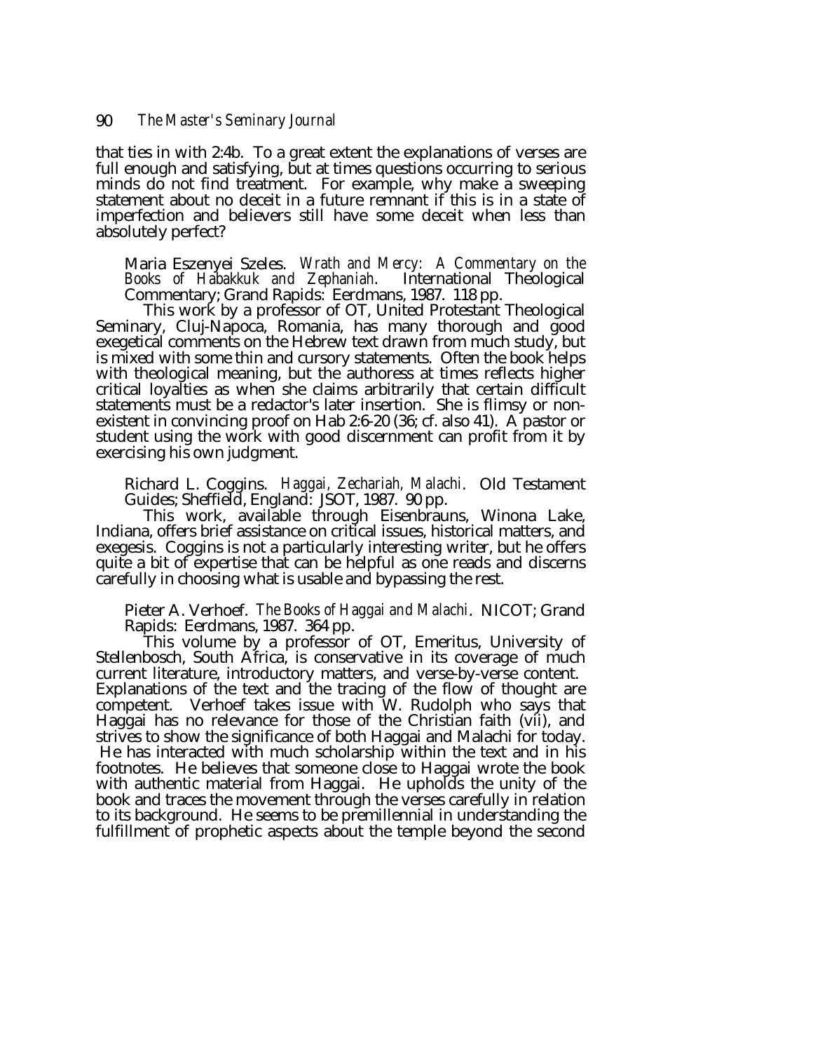that ties in with 2:4b. To a great extent the explanations of verses are full enough and satisfying, but at times questions occurring to serious minds do not find treatment. For example, why make a sweeping statement about no deceit in a future remnant if this is in a state of imperfection and believers still have some deceit when less than absolutely perfect?

Maria Eszenyei Szeles. *Wrath and Mercy: A Commentary on the Books of Habakkuk and Zephaniah*. International Theological Commentary; Grand Rapids: Eerdmans, 1987. 118 pp.

This work by a professor of OT, United Protestant Theological Seminary, Cluj-Napoca, Romania, has many thorough and good exegetical comments on the Hebrew text drawn from much study, but is mixed with some thin and cursory statements. Often the book helps with theological meaning, but the authoress at times reflects higher critical loyalties as when she claims arbitrarily that certain difficult statements must be a redactor's later insertion. She is flimsy or non-existent in convincing proof on Hab 2:6-20 (36; cf. also 41). A pastor or student using the work with good discernment can profit from it by exercising his own judgment.

Richard L. Coggins. *Haggai, Zechariah, Malachi*. Old Testament Guides; Sheffield, England: JSOT, 1987. 90 pp.

This work, available through Eisenbrauns, Winona Lake, Indiana, offers brief assistance on critical issues, historical matters, and exegesis. Coggins is not a particularly interesting writer, but he offers quite a bit of expertise that can be helpful as one reads and discerns carefully in choosing what is usable and bypassing the rest.

Pieter A. Verhoef. *The Books of Haggai and Malachi*. NICOT; Grand Rapids: Eerdmans, 1987. 364 pp.

This volume by a professor of OT, Emeritus, University of Stellenbosch, South Africa, is conservative in its coverage of much current literature, introductory matters, and verse-by-verse content. Explanations of the text and the tracing of the flow of thought are competent. Verhoef takes issue with W. Rudolph who says that Haggai has no relevance for those of the Christian faith (vii), and strives to show the significance of both Haggai and Malachi for today. He has interacted with much scholarship within the text and in his footnotes. He believes that someone close to Haggai wrote the book with authentic material from Haggai. He upholds the unity of the book and traces the movement through the verses carefully in relation to its background. He seems to be premillennial in understanding the fulfillment of prophetic aspects about the temple beyond the second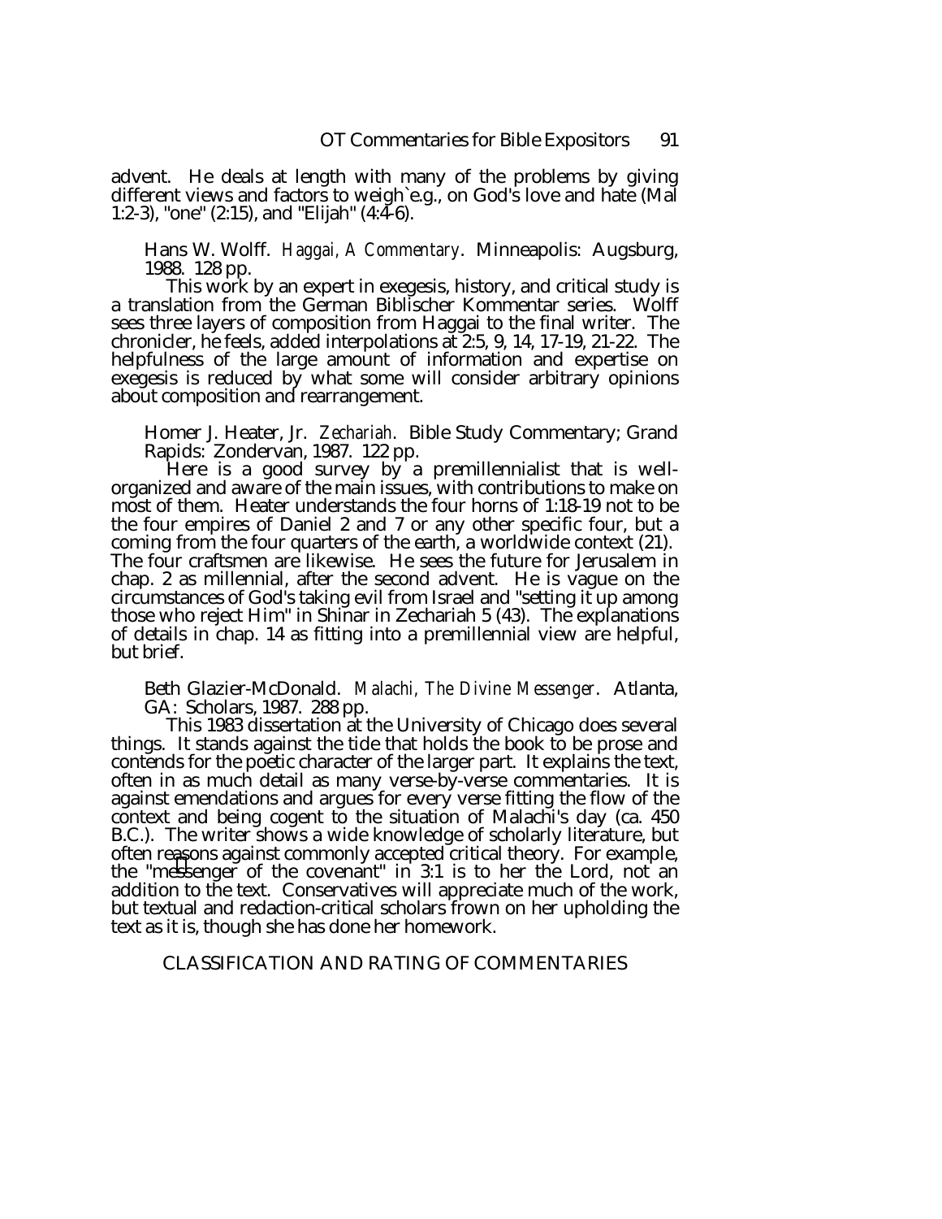advent. He deals at length with many of the problems by giving different views and factors to weigh`e.g., on God's love and hate (Mal 1:2-3), "one" (2:15), and "Elijah" (4:4-6).

Hans W. Wolff. *Haggai, A Commentary*. Minneapolis: Augsburg, 1988. 128 pp.

This work by an expert in exegesis, history, and critical study is a translation from the German Biblischer Kommentar series. Wolff sees three layers of composition from Haggai to the final writer. The chronicler, he feels, added interpolations at 2:5, 9, 14, 17-19, 21-22. The helpfulness of the large amount of information and expertise on exegesis is reduced by what some will consider arbitrary opinions about composition and rearrangement.

Homer J. Heater, Jr. *Zechariah*. Bible Study Commentary; Grand Rapids: Zondervan, 1987. 122 pp.

Here is a good survey by a premillennialist that is well-organized and aware of the main issues, with contributions to make on most of them. Heater understands the four horns of 1:18-19 not to be the four empires of Daniel 2 and 7 or any other specific four, but a coming from the four quarters of the earth, a worldwide context (21). The four craftsmen are likewise. He sees the future for Jerusalem in chap. 2 as millennial, after the second advent. He is vague on the circumstances of God's taking evil from Israel and "setting it up among those who reject Him" in Shinar in Zechariah 5 (43). The explanations of details in chap. 14 as fitting into a premillennial view are helpful, but brief.

Beth Glazier-McDonald. *Malachi, The Divine Messenger*. Atlanta, GA: Scholars, 1987. 288 pp.

This 1983 dissertation at the University of Chicago does several things. It stands against the tide that holds the book to be prose and contends for the poetic character of the larger part. It explains the text, often in as much detail as many verse-by-verse commentaries. It is against emendations and argues for every verse fitting the flow of the context and being cogent to the situation of Malachi's day (ca. 450 B.C.). The writer shows a wide knowledge of scholarly literature, but often reasons against commonly accepted critical theory. For example, the "messenger of the covenant" in 3:1 is to her the Lord, not an addition to the text. Conservatives will appreciate much of the work, but textual and redaction-critical scholars frown on her upholding the text as it is, though she has done her homework.

## CLASSIFICATION AND RATING OF COMMENTARIES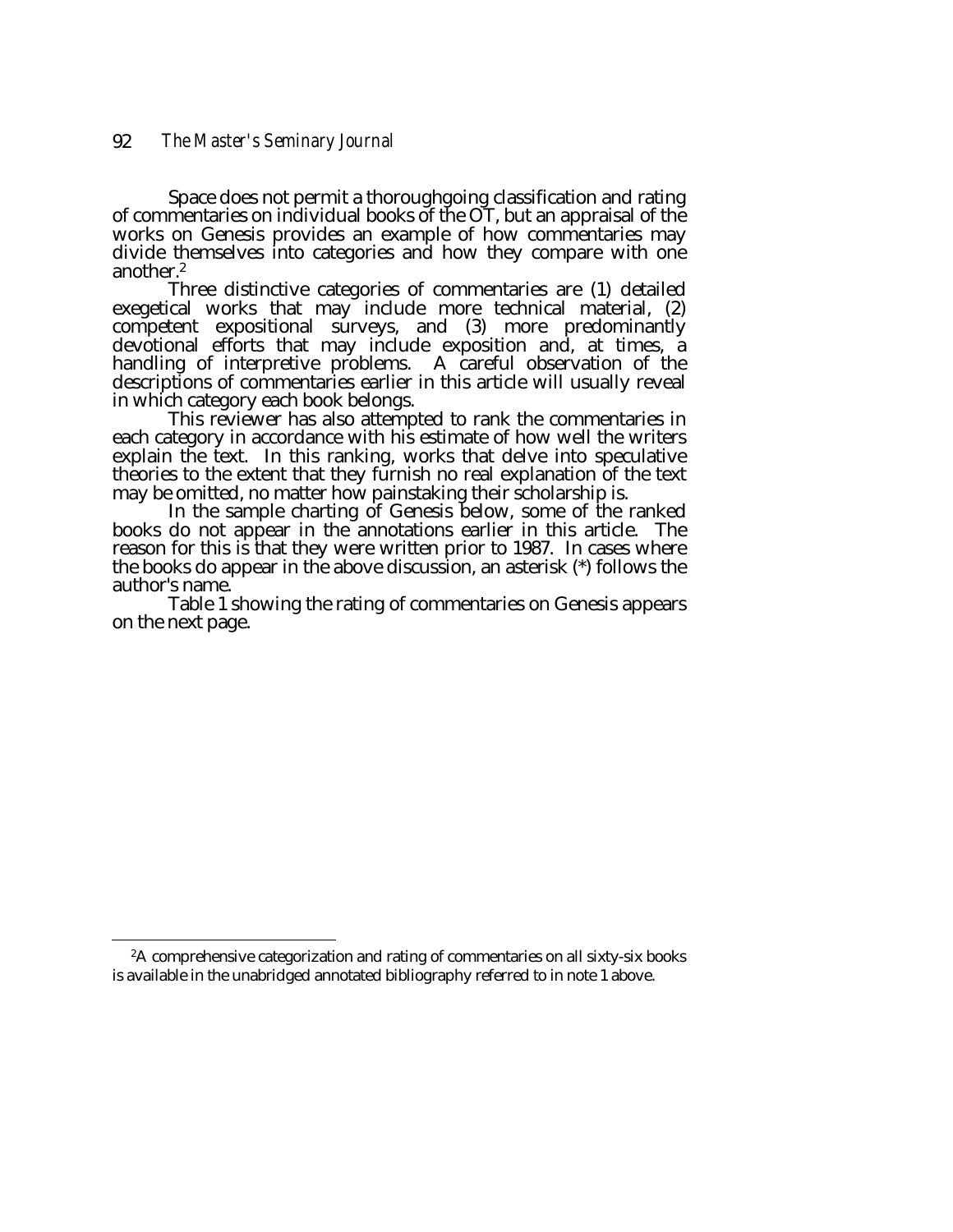Space does not permit a thoroughgoing classification and rating of commentaries on individual books of the OT, but an appraisal of the works on Genesis provides an example of how commentaries may divide themselves into categories and how they compare with one another.[2]

Three distinctive categories of commentaries are (1) detailed exegetical works that may include more technical material, (2) competent expositional surveys, and (3) more predominantly devotional efforts that may include exposition and, at times, a handling of interpretive problems. A careful observation of the descriptions of commentaries earlier in this article will usually reveal in which category each book belongs.

This reviewer has also attempted to rank the commentaries in each category in accordance with his estimate of how well the writers explain the text. In this ranking, works that delve into speculative theories to the extent that they furnish no real explanation of the text may be omitted, no matter how painstaking their scholarship is.

In the sample charting of Genesis below, some of the ranked books do not appear in the annotations earlier in this article. The reason for this is that they were written prior to 1987. In cases where the books do appear in the above discussion, an asterisk (*) follows the author's name.

Table 1 showing the rating of commentaries on Genesis appears on the next page.

---

[2]A comprehensive categorization and rating of commentaries on all sixty-six books is available in the unabridged annotated bibliography referred to in note 1 above.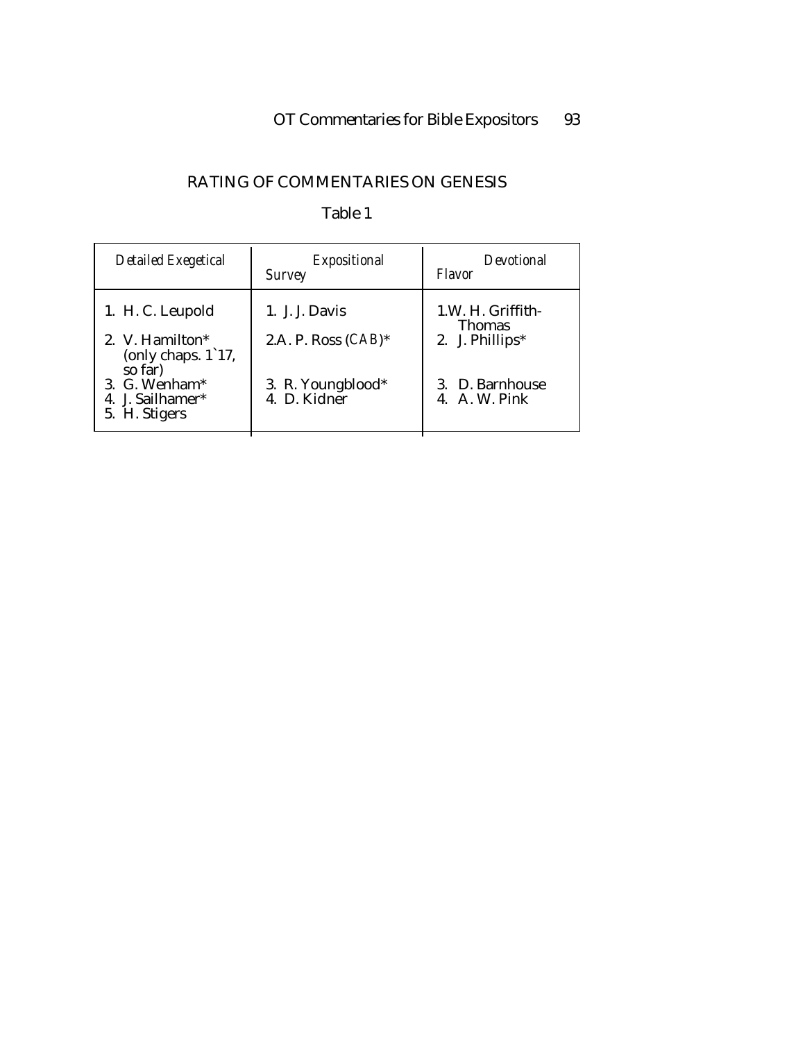## RATING OF COMMENTARIES ON GENESIS

Table 1

| *Detailed Exegetical* | *Expositional Survey* | *Devotional Flavor* |
|---|---|---|
| 1. H. C. Leupold | 1. J. J. Davis | 1.W. H. Griffith-Thomas |
| 2. V. Hamilton* (only chaps. 1`17, so far) | 2.A. P. Ross (*CAB*)* | 2. J. Phillips* |
| 3. G. Wenham* | 3. R. Youngblood* | 3. D. Barnhouse |
| 4. J. Sailhamer* | 4. D. Kidner | 4. A. W. Pink |
| 5. H. Stigers | | |